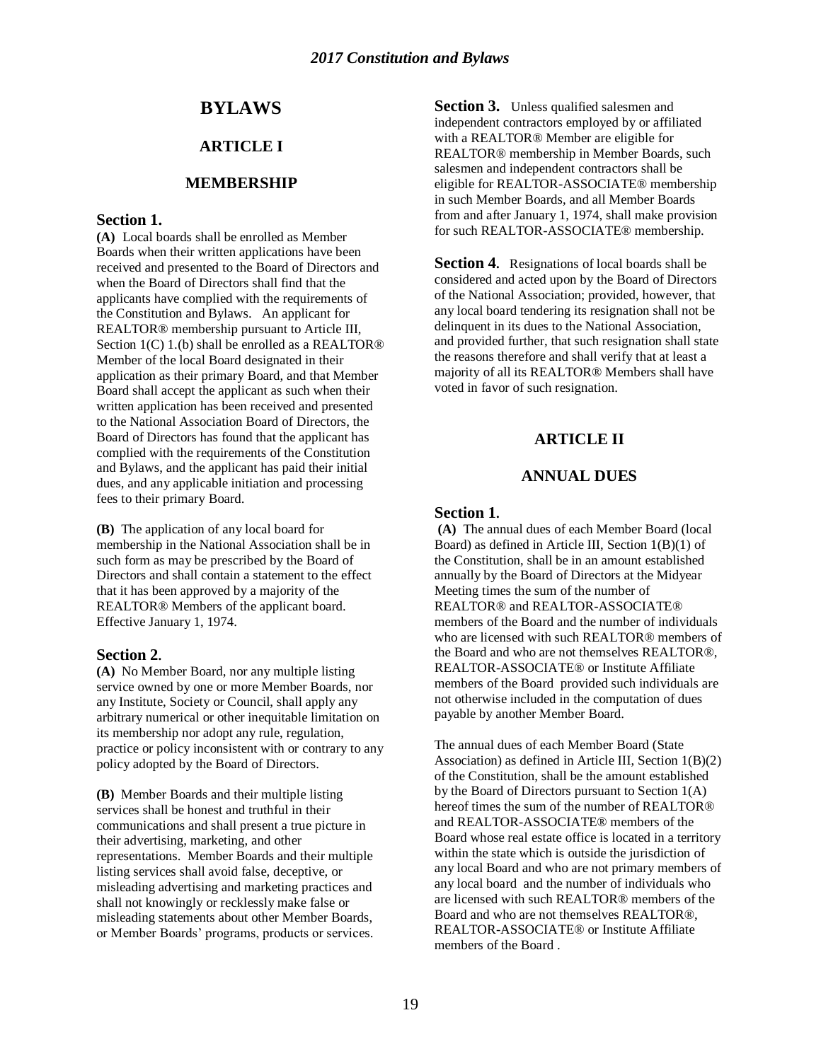# BYLAWS

## ARTICLE I

## MEMBERSHIP

### Section 1.

**(A)** Local boards shall be enrolled as Member Boards when their written applications have been received and presented to the Board of Directors and when the Board of Directors shall find that the applicants have complied with the requirements of the Constitution and Bylaws. An applicant for REALTOR® membership pursuant to Article III, Section 1(C) 1.(b) shall be enrolled as a REALTOR® Member of the local Board designated in their application as their primary Board, and that Member Board shall accept the applicant as such when their written application has been received and presented to the National Association Board of Directors, the Board of Directors has found that the applicant has complied with the requirements of the Constitution and Bylaws, and the applicant has paid their initial dues, and any applicable initiation and processing fees to their primary Board.

**(B)** The application of any local board for membership in the National Association shall be in such form as may be prescribed by the Board of Directors and shall contain a statement to the effect that it has been approved by a majority of the REALTOR® Members of the applicant board. Effective January 1, 1974.

### Section 2.

**(A)** No Member Board, nor any multiple listing service owned by one or more Member Boards, nor any Institute, Society or Council, shall apply any arbitrary numerical or other inequitable limitation on its membership nor adopt any rule, regulation, practice or policy inconsistent with or contrary to any policy adopted by the Board of Directors.

**(B)** Member Boards and their multiple listing services shall be honest and truthful in their communications and shall present a true picture in their advertising, marketing, and other representations. Member Boards and their multiple listing services shall avoid false, deceptive, or misleading advertising and marketing practices and shall not knowingly or recklessly make false or misleading statements about other Member Boards, or Member Boards' programs, products or services.

**Section 3.** Unless qualified salesmen and independent contractors employed by or affiliated with a REALTOR® Member are eligible for REALTOR® membership in Member Boards, such salesmen and independent contractors shall be eligible for REALTOR-ASSOCIATE® membership in such Member Boards, and all Member Boards from and after January 1, 1974, shall make provision for such REALTOR-ASSOCIATE® membership.

**Section 4.** Resignations of local boards shall be considered and acted upon by the Board of Directors of the National Association; provided, however, that any local board tendering its resignation shall not be delinquent in its dues to the National Association, and provided further, that such resignation shall state the reasons therefore and shall verify that at least a majority of all its REALTOR® Members shall have voted in favor of such resignation.

## ARTICLE II

## ANNUAL DUES

### Section 1.

**(A)** The annual dues of each Member Board (local Board) as defined in Article III, Section 1(B)(1) of the Constitution, shall be in an amount established annually by the Board of Directors at the Midyear Meeting times the sum of the number of REALTOR® and REALTOR-ASSOCIATE® members of the Board and the number of individuals who are licensed with such REALTOR® members of the Board and who are not themselves REALTOR®, REALTOR-ASSOCIATE® or Institute Affiliate members of the Board provided such individuals are not otherwise included in the computation of dues payable by another Member Board.

The annual dues of each Member Board (State Association) as defined in Article III, Section 1(B)(2) of the Constitution, shall be the amount established by the Board of Directors pursuant to Section 1(A) hereof times the sum of the number of REALTOR® and REALTOR-ASSOCIATE® members of the Board whose real estate office is located in a territory within the state which is outside the jurisdiction of any local Board and who are not primary members of any local board and the number of individuals who are licensed with such REALTOR® members of the Board and who are not themselves REALTOR®, REALTOR-ASSOCIATE® or Institute Affiliate members of the Board .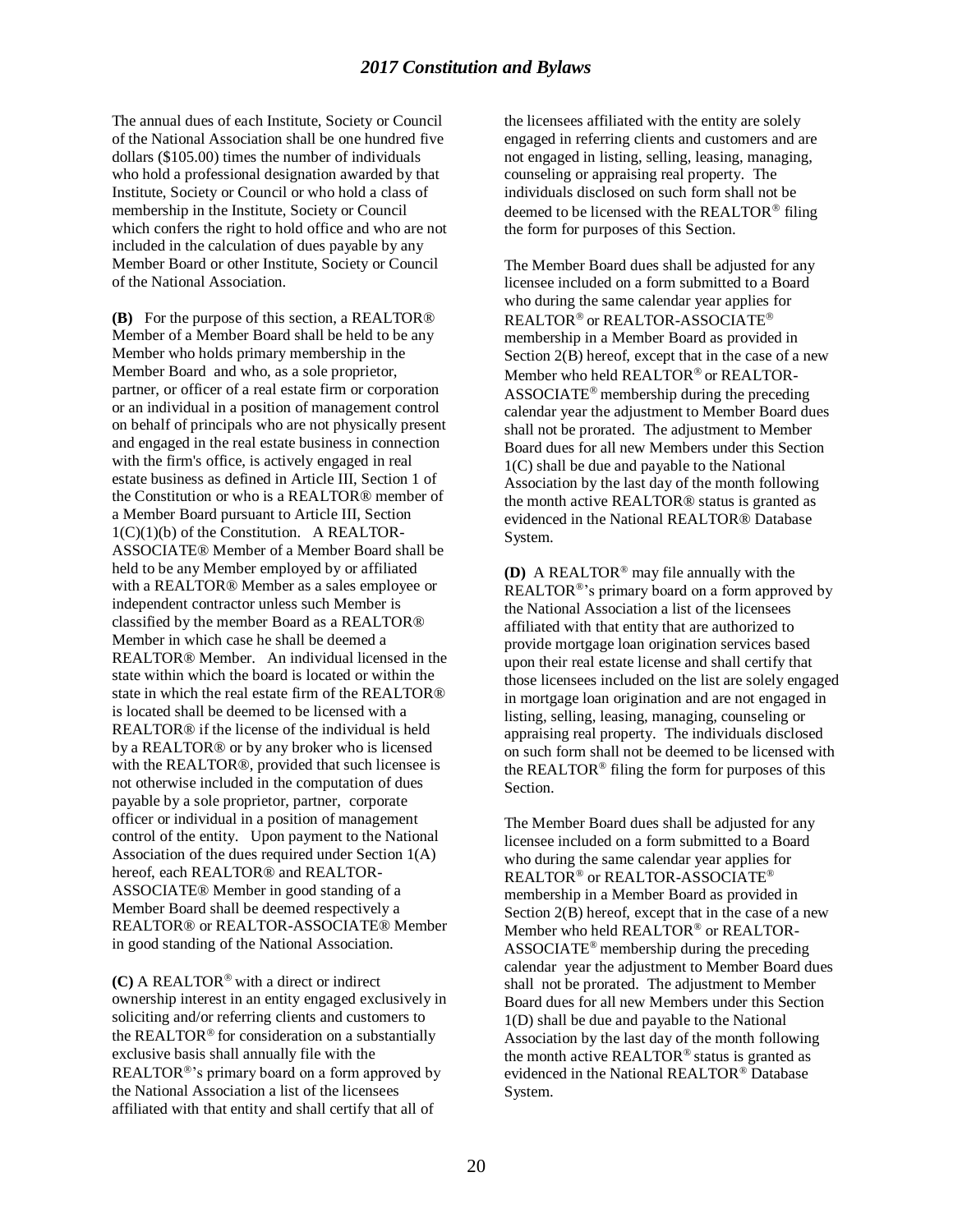The annual dues of each Institute, Society or Council of the National Association shall be one hundred five dollars ($105.00) times the number of individuals who hold a professional designation awarded by that Institute, Society or Council or who hold a class of membership in the Institute, Society or Council which confers the right to hold office and who are not included in the calculation of dues payable by any Member Board or other Institute, Society or Council of the National Association.

**(B)** For the purpose of this section, a REALTOR® Member of a Member Board shall be held to be any Member who holds primary membership in the Member Board and who, as a sole proprietor, partner, or officer of a real estate firm or corporation or an individual in a position of management control on behalf of principals who are not physically present and engaged in the real estate business in connection with the firm's office, is actively engaged in real estate business as defined in Article III, Section 1 of the Constitution or who is a REALTOR® member of a Member Board pursuant to Article III, Section 1(C)(1)(b) of the Constitution. A REALTOR-ASSOCIATE® Member of a Member Board shall be held to be any Member employed by or affiliated with a REALTOR® Member as a sales employee or independent contractor unless such Member is classified by the member Board as a REALTOR® Member in which case he shall be deemed a REALTOR® Member. An individual licensed in the state within which the board is located or within the state in which the real estate firm of the REALTOR® is located shall be deemed to be licensed with a REALTOR® if the license of the individual is held by a REALTOR® or by any broker who is licensed with the REALTOR®, provided that such licensee is not otherwise included in the computation of dues payable by a sole proprietor, partner, corporate officer or individual in a position of management control of the entity. Upon payment to the National Association of the dues required under Section 1(A) hereof, each REALTOR® and REALTOR-ASSOCIATE® Member in good standing of a Member Board shall be deemed respectively a REALTOR® or REALTOR-ASSOCIATE® Member in good standing of the National Association.

**(C)** A REALTOR® with a direct or indirect ownership interest in an entity engaged exclusively in soliciting and/or referring clients and customers to the REALTOR® for consideration on a substantially exclusive basis shall annually file with the REALTOR®'s primary board on a form approved by the National Association a list of the licensees affiliated with that entity and shall certify that all of the licensees affiliated with the entity are solely engaged in referring clients and customers and are not engaged in listing, selling, leasing, managing, counseling or appraising real property. The individuals disclosed on such form shall not be deemed to be licensed with the REALTOR® filing the form for purposes of this Section.

The Member Board dues shall be adjusted for any licensee included on a form submitted to a Board who during the same calendar year applies for REALTOR® or REALTOR-ASSOCIATE® membership in a Member Board as provided in Section 2(B) hereof, except that in the case of a new Member who held REALTOR® or REALTOR-ASSOCIATE® membership during the preceding calendar year the adjustment to Member Board dues shall not be prorated. The adjustment to Member Board dues for all new Members under this Section 1(C) shall be due and payable to the National Association by the last day of the month following the month active REALTOR® status is granted as evidenced in the National REALTOR® Database System.

**(D)** A REALTOR® may file annually with the REALTOR®'s primary board on a form approved by the National Association a list of the licensees affiliated with that entity that are authorized to provide mortgage loan origination services based upon their real estate license and shall certify that those licensees included on the list are solely engaged in mortgage loan origination and are not engaged in listing, selling, leasing, managing, counseling or appraising real property. The individuals disclosed on such form shall not be deemed to be licensed with the REALTOR® filing the form for purposes of this Section.

The Member Board dues shall be adjusted for any licensee included on a form submitted to a Board who during the same calendar year applies for REALTOR® or REALTOR-ASSOCIATE® membership in a Member Board as provided in Section 2(B) hereof, except that in the case of a new Member who held REALTOR® or REALTOR-ASSOCIATE® membership during the preceding calendar year the adjustment to Member Board dues shall not be prorated. The adjustment to Member Board dues for all new Members under this Section 1(D) shall be due and payable to the National Association by the last day of the month following the month active REALTOR® status is granted as evidenced in the National REALTOR® Database System.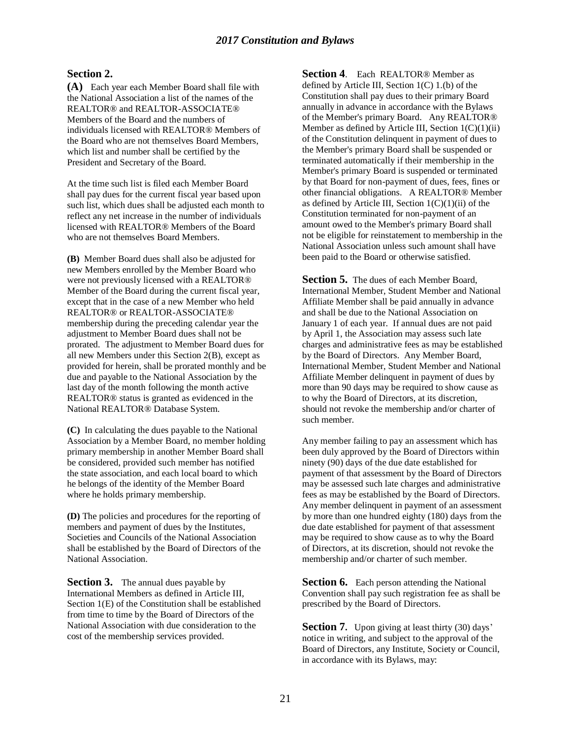**Section 2.**

**(A)** Each year each Member Board shall file with the National Association a list of the names of the REALTOR® and REALTOR-ASSOCIATE® Members of the Board and the numbers of individuals licensed with REALTOR® Members of the Board who are not themselves Board Members, which list and number shall be certified by the President and Secretary of the Board.

At the time such list is filed each Member Board shall pay dues for the current fiscal year based upon such list, which dues shall be adjusted each month to reflect any net increase in the number of individuals licensed with REALTOR® Members of the Board who are not themselves Board Members.

**(B)** Member Board dues shall also be adjusted for new Members enrolled by the Member Board who were not previously licensed with a REALTOR® Member of the Board during the current fiscal year, except that in the case of a new Member who held REALTOR® or REALTOR-ASSOCIATE® membership during the preceding calendar year the adjustment to Member Board dues shall not be prorated. The adjustment to Member Board dues for all new Members under this Section 2(B), except as provided for herein, shall be prorated monthly and be due and payable to the National Association by the last day of the month following the month active REALTOR® status is granted as evidenced in the National REALTOR® Database System.

**(C)** In calculating the dues payable to the National Association by a Member Board, no member holding primary membership in another Member Board shall be considered, provided such member has notified the state association, and each local board to which he belongs of the identity of the Member Board where he holds primary membership.

**(D)** The policies and procedures for the reporting of members and payment of dues by the Institutes, Societies and Councils of the National Association shall be established by the Board of Directors of the National Association.

**Section 3.** The annual dues payable by International Members as defined in Article III, Section 1(E) of the Constitution shall be established from time to time by the Board of Directors of the National Association with due consideration to the cost of the membership services provided.

**Section 4**. Each REALTOR® Member as defined by Article III, Section 1(C) 1.(b) of the Constitution shall pay dues to their primary Board annually in advance in accordance with the Bylaws of the Member's primary Board. Any REALTOR® Member as defined by Article III, Section 1(C)(1)(ii) of the Constitution delinquent in payment of dues to the Member's primary Board shall be suspended or terminated automatically if their membership in the Member's primary Board is suspended or terminated by that Board for non-payment of dues, fees, fines or other financial obligations. A REALTOR® Member as defined by Article III, Section 1(C)(1)(ii) of the Constitution terminated for non-payment of an amount owed to the Member's primary Board shall not be eligible for reinstatement to membership in the National Association unless such amount shall have been paid to the Board or otherwise satisfied.

**Section 5.** The dues of each Member Board, International Member, Student Member and National Affiliate Member shall be paid annually in advance and shall be due to the National Association on January 1 of each year. If annual dues are not paid by April 1, the Association may assess such late charges and administrative fees as may be established by the Board of Directors. Any Member Board, International Member, Student Member and National Affiliate Member delinquent in payment of dues by more than 90 days may be required to show cause as to why the Board of Directors, at its discretion, should not revoke the membership and/or charter of such member.

Any member failing to pay an assessment which has been duly approved by the Board of Directors within ninety (90) days of the due date established for payment of that assessment by the Board of Directors may be assessed such late charges and administrative fees as may be established by the Board of Directors. Any member delinquent in payment of an assessment by more than one hundred eighty (180) days from the due date established for payment of that assessment may be required to show cause as to why the Board of Directors, at its discretion, should not revoke the membership and/or charter of such member.

**Section 6.** Each person attending the National Convention shall pay such registration fee as shall be prescribed by the Board of Directors.

**Section 7.** Upon giving at least thirty (30) days' notice in writing, and subject to the approval of the Board of Directors, any Institute, Society or Council, in accordance with its Bylaws, may: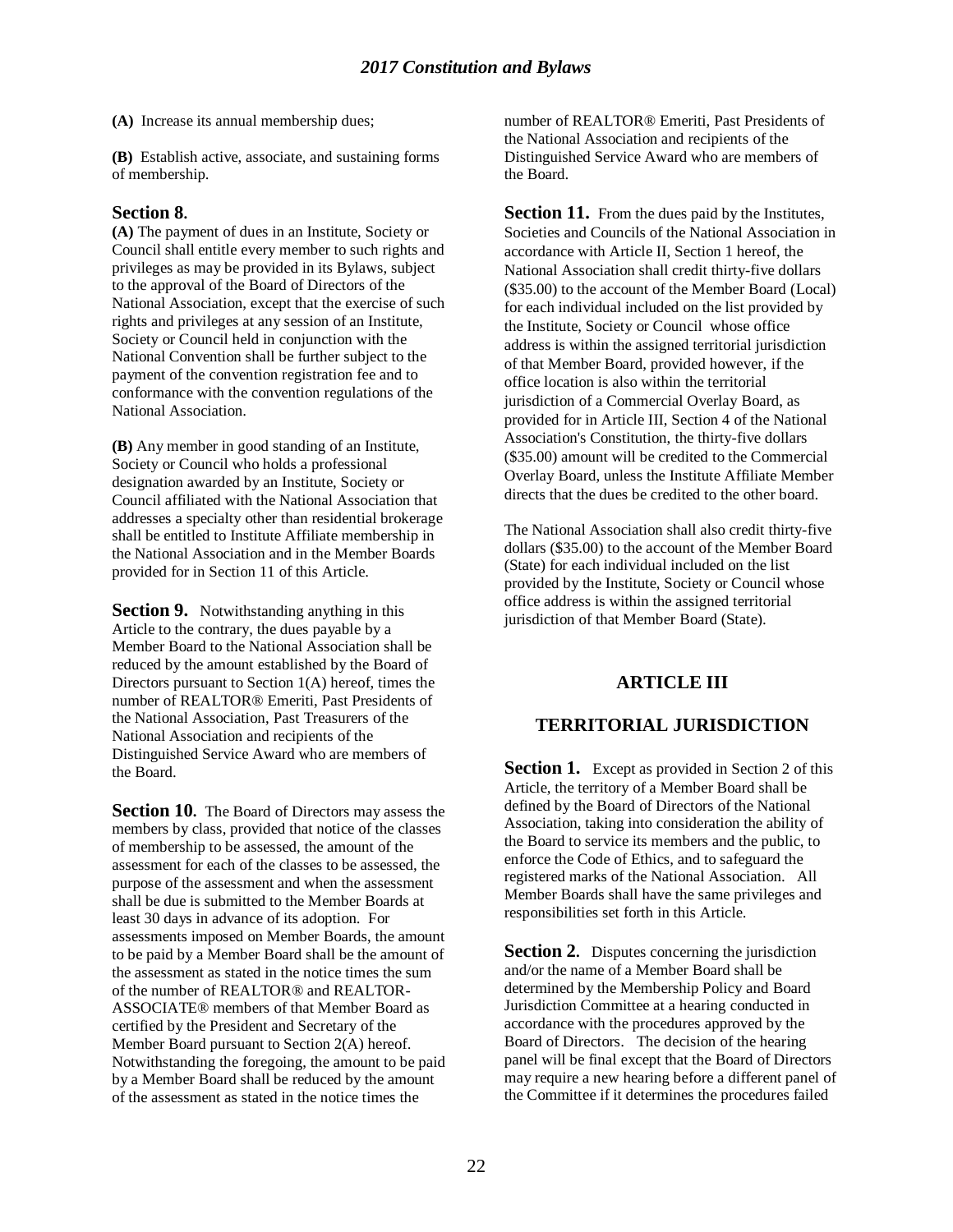**(A)** Increase its annual membership dues;

**(B)** Establish active, associate, and sustaining forms of membership.

**Section 8.**

**(A)** The payment of dues in an Institute, Society or Council shall entitle every member to such rights and privileges as may be provided in its Bylaws, subject to the approval of the Board of Directors of the National Association, except that the exercise of such rights and privileges at any session of an Institute, Society or Council held in conjunction with the National Convention shall be further subject to the payment of the convention registration fee and to conformance with the convention regulations of the National Association.

**(B)** Any member in good standing of an Institute, Society or Council who holds a professional designation awarded by an Institute, Society or Council affiliated with the National Association that addresses a specialty other than residential brokerage shall be entitled to Institute Affiliate membership in the National Association and in the Member Boards provided for in Section 11 of this Article.

**Section 9.** Notwithstanding anything in this Article to the contrary, the dues payable by a Member Board to the National Association shall be reduced by the amount established by the Board of Directors pursuant to Section 1(A) hereof, times the number of REALTOR® Emeriti, Past Presidents of the National Association, Past Treasurers of the National Association and recipients of the Distinguished Service Award who are members of the Board.

**Section 10.** The Board of Directors may assess the members by class, provided that notice of the classes of membership to be assessed, the amount of the assessment for each of the classes to be assessed, the purpose of the assessment and when the assessment shall be due is submitted to the Member Boards at least 30 days in advance of its adoption. For assessments imposed on Member Boards, the amount to be paid by a Member Board shall be the amount of the assessment as stated in the notice times the sum of the number of REALTOR® and REALTOR-ASSOCIATE® members of that Member Board as certified by the President and Secretary of the Member Board pursuant to Section 2(A) hereof. Notwithstanding the foregoing, the amount to be paid by a Member Board shall be reduced by the amount of the assessment as stated in the notice times the number of REALTOR® Emeriti, Past Presidents of the National Association and recipients of the Distinguished Service Award who are members of the Board.

**Section 11.** From the dues paid by the Institutes, Societies and Councils of the National Association in accordance with Article II, Section 1 hereof, the National Association shall credit thirty-five dollars ($35.00) to the account of the Member Board (Local) for each individual included on the list provided by the Institute, Society or Council whose office address is within the assigned territorial jurisdiction of that Member Board, provided however, if the office location is also within the territorial jurisdiction of a Commercial Overlay Board, as provided for in Article III, Section 4 of the National Association's Constitution, the thirty-five dollars ($35.00) amount will be credited to the Commercial Overlay Board, unless the Institute Affiliate Member directs that the dues be credited to the other board.

The National Association shall also credit thirty-five dollars ($35.00) to the account of the Member Board (State) for each individual included on the list provided by the Institute, Society or Council whose office address is within the assigned territorial jurisdiction of that Member Board (State).

## ARTICLE III

## TERRITORIAL JURISDICTION

**Section 1.** Except as provided in Section 2 of this Article, the territory of a Member Board shall be defined by the Board of Directors of the National Association, taking into consideration the ability of the Board to service its members and the public, to enforce the Code of Ethics, and to safeguard the registered marks of the National Association. All Member Boards shall have the same privileges and responsibilities set forth in this Article.

**Section 2.** Disputes concerning the jurisdiction and/or the name of a Member Board shall be determined by the Membership Policy and Board Jurisdiction Committee at a hearing conducted in accordance with the procedures approved by the Board of Directors. The decision of the hearing panel will be final except that the Board of Directors may require a new hearing before a different panel of the Committee if it determines the procedures failed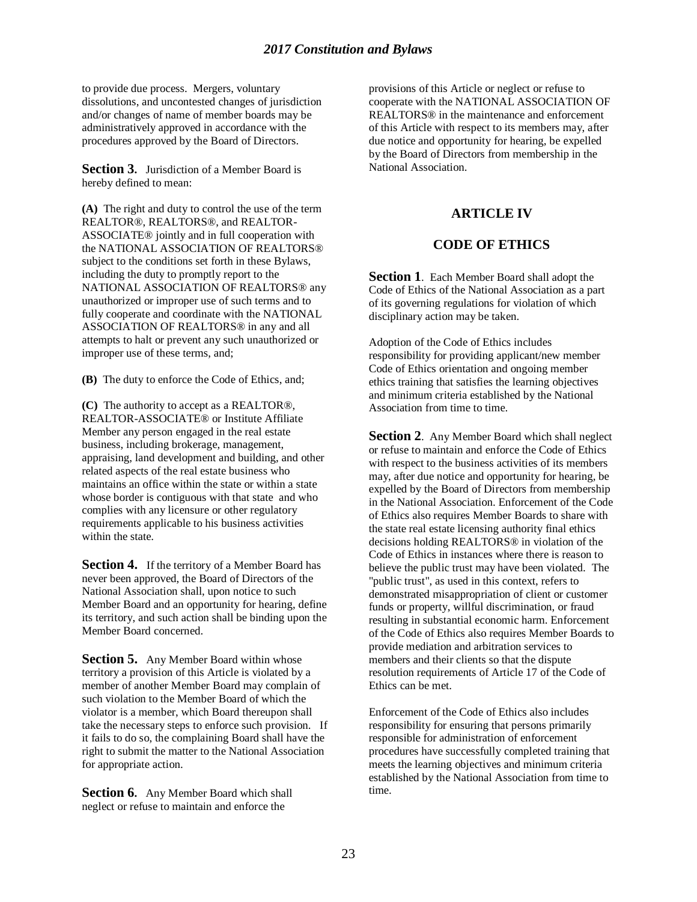to provide due process. Mergers, voluntary dissolutions, and uncontested changes of jurisdiction and/or changes of name of member boards may be administratively approved in accordance with the procedures approved by the Board of Directors.

**Section 3.** Jurisdiction of a Member Board is hereby defined to mean:

**(A)** The right and duty to control the use of the term REALTOR®, REALTORS®, and REALTOR-ASSOCIATE® jointly and in full cooperation with the NATIONAL ASSOCIATION OF REALTORS® subject to the conditions set forth in these Bylaws, including the duty to promptly report to the NATIONAL ASSOCIATION OF REALTORS® any unauthorized or improper use of such terms and to fully cooperate and coordinate with the NATIONAL ASSOCIATION OF REALTORS® in any and all attempts to halt or prevent any such unauthorized or improper use of these terms, and;

**(B)** The duty to enforce the Code of Ethics, and;

**(C)** The authority to accept as a REALTOR®, REALTOR-ASSOCIATE® or Institute Affiliate Member any person engaged in the real estate business, including brokerage, management, appraising, land development and building, and other related aspects of the real estate business who maintains an office within the state or within a state whose border is contiguous with that state and who complies with any licensure or other regulatory requirements applicable to his business activities within the state.

**Section 4.** If the territory of a Member Board has never been approved, the Board of Directors of the National Association shall, upon notice to such Member Board and an opportunity for hearing, define its territory, and such action shall be binding upon the Member Board concerned.

**Section 5.** Any Member Board within whose territory a provision of this Article is violated by a member of another Member Board may complain of such violation to the Member Board of which the violator is a member, which Board thereupon shall take the necessary steps to enforce such provision. If it fails to do so, the complaining Board shall have the right to submit the matter to the National Association for appropriate action.

**Section 6.** Any Member Board which shall neglect or refuse to maintain and enforce the provisions of this Article or neglect or refuse to cooperate with the NATIONAL ASSOCIATION OF REALTORS® in the maintenance and enforcement of this Article with respect to its members may, after due notice and opportunity for hearing, be expelled by the Board of Directors from membership in the National Association.

## ARTICLE IV

## CODE OF ETHICS

**Section 1**. Each Member Board shall adopt the Code of Ethics of the National Association as a part of its governing regulations for violation of which disciplinary action may be taken.

Adoption of the Code of Ethics includes responsibility for providing applicant/new member Code of Ethics orientation and ongoing member ethics training that satisfies the learning objectives and minimum criteria established by the National Association from time to time.

**Section 2**. Any Member Board which shall neglect or refuse to maintain and enforce the Code of Ethics with respect to the business activities of its members may, after due notice and opportunity for hearing, be expelled by the Board of Directors from membership in the National Association. Enforcement of the Code of Ethics also requires Member Boards to share with the state real estate licensing authority final ethics decisions holding REALTORS® in violation of the Code of Ethics in instances where there is reason to believe the public trust may have been violated. The "public trust", as used in this context, refers to demonstrated misappropriation of client or customer funds or property, willful discrimination, or fraud resulting in substantial economic harm. Enforcement of the Code of Ethics also requires Member Boards to provide mediation and arbitration services to members and their clients so that the dispute resolution requirements of Article 17 of the Code of Ethics can be met.

Enforcement of the Code of Ethics also includes responsibility for ensuring that persons primarily responsible for administration of enforcement procedures have successfully completed training that meets the learning objectives and minimum criteria established by the National Association from time to time.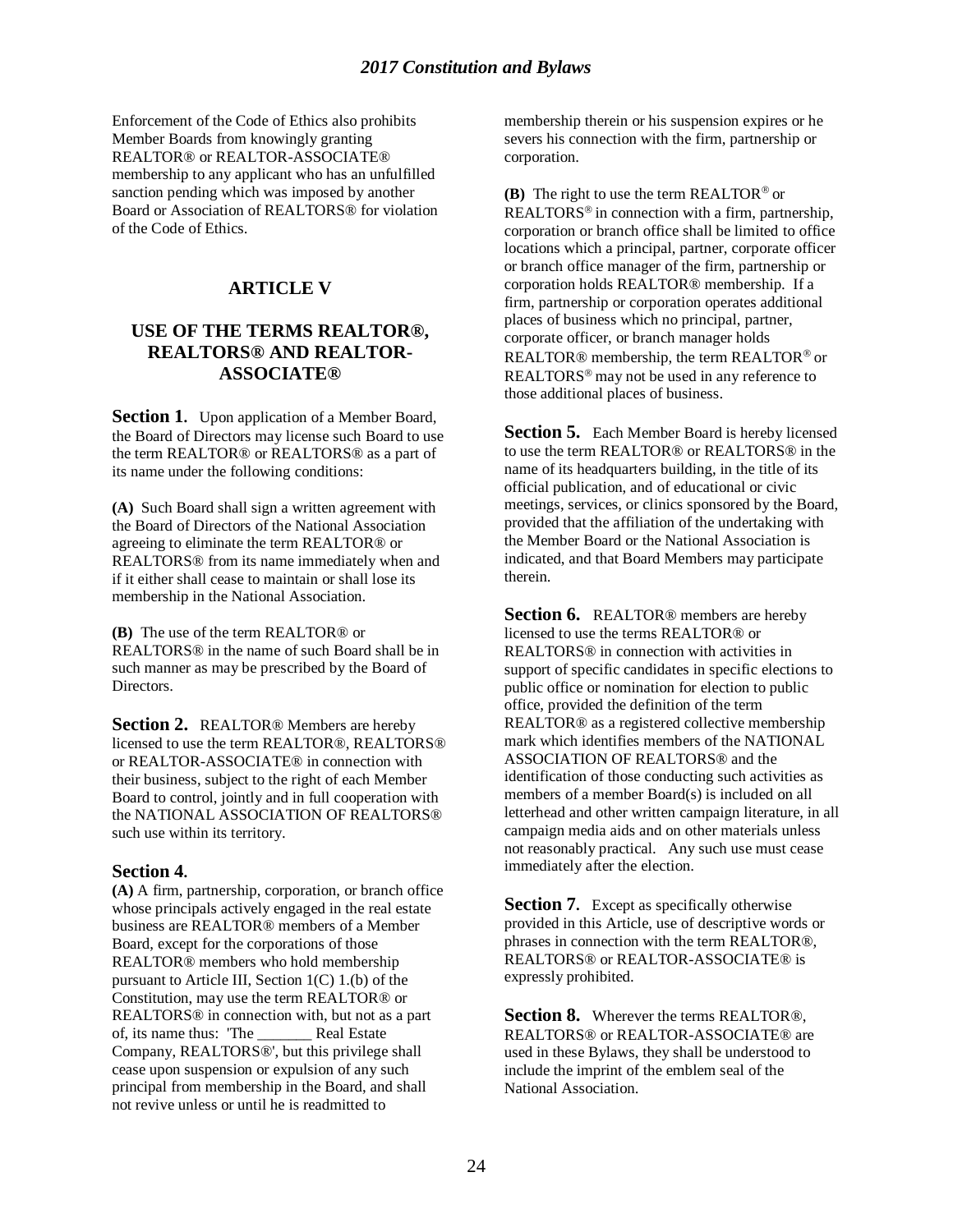Enforcement of the Code of Ethics also prohibits Member Boards from knowingly granting REALTOR® or REALTOR-ASSOCIATE® membership to any applicant who has an unfulfilled sanction pending which was imposed by another Board or Association of REALTORS® for violation of the Code of Ethics.

## ARTICLE V

## USE OF THE TERMS REALTOR®, REALTORS® AND REALTOR-ASSOCIATE®

**Section 1.** Upon application of a Member Board, the Board of Directors may license such Board to use the term REALTOR® or REALTORS® as a part of its name under the following conditions:

**(A)** Such Board shall sign a written agreement with the Board of Directors of the National Association agreeing to eliminate the term REALTOR® or REALTORS® from its name immediately when and if it either shall cease to maintain or shall lose its membership in the National Association.

**(B)** The use of the term REALTOR® or REALTORS® in the name of such Board shall be in such manner as may be prescribed by the Board of Directors.

**Section 2.** REALTOR® Members are hereby licensed to use the term REALTOR®, REALTORS® or REALTOR-ASSOCIATE® in connection with their business, subject to the right of each Member Board to control, jointly and in full cooperation with the NATIONAL ASSOCIATION OF REALTORS® such use within its territory.

**Section 4.**

**(A)** A firm, partnership, corporation, or branch office whose principals actively engaged in the real estate business are REALTOR® members of a Member Board, except for the corporations of those REALTOR® members who hold membership pursuant to Article III, Section 1(C) 1.(b) of the Constitution, may use the term REALTOR® or REALTORS® in connection with, but not as a part of, its name thus: 'The _______ Real Estate Company, REALTORS®', but this privilege shall cease upon suspension or expulsion of any such principal from membership in the Board, and shall not revive unless or until he is readmitted to membership therein or his suspension expires or he severs his connection with the firm, partnership or corporation.

**(B)** The right to use the term REALTOR® or REALTORS® in connection with a firm, partnership, corporation or branch office shall be limited to office locations which a principal, partner, corporate officer or branch office manager of the firm, partnership or corporation holds REALTOR® membership. If a firm, partnership or corporation operates additional places of business which no principal, partner, corporate officer, or branch manager holds REALTOR® membership, the term REALTOR® or REALTORS® may not be used in any reference to those additional places of business.

**Section 5.** Each Member Board is hereby licensed to use the term REALTOR® or REALTORS® in the name of its headquarters building, in the title of its official publication, and of educational or civic meetings, services, or clinics sponsored by the Board, provided that the affiliation of the undertaking with the Member Board or the National Association is indicated, and that Board Members may participate therein.

**Section 6.** REALTOR® members are hereby licensed to use the terms REALTOR® or REALTORS® in connection with activities in support of specific candidates in specific elections to public office or nomination for election to public office, provided the definition of the term REALTOR® as a registered collective membership mark which identifies members of the NATIONAL ASSOCIATION OF REALTORS® and the identification of those conducting such activities as members of a member Board(s) is included on all letterhead and other written campaign literature, in all campaign media aids and on other materials unless not reasonably practical. Any such use must cease immediately after the election.

**Section 7.** Except as specifically otherwise provided in this Article, use of descriptive words or phrases in connection with the term REALTOR®, REALTORS® or REALTOR-ASSOCIATE® is expressly prohibited.

**Section 8.** Wherever the terms REALTOR®, REALTORS® or REALTOR-ASSOCIATE® are used in these Bylaws, they shall be understood to include the imprint of the emblem seal of the National Association.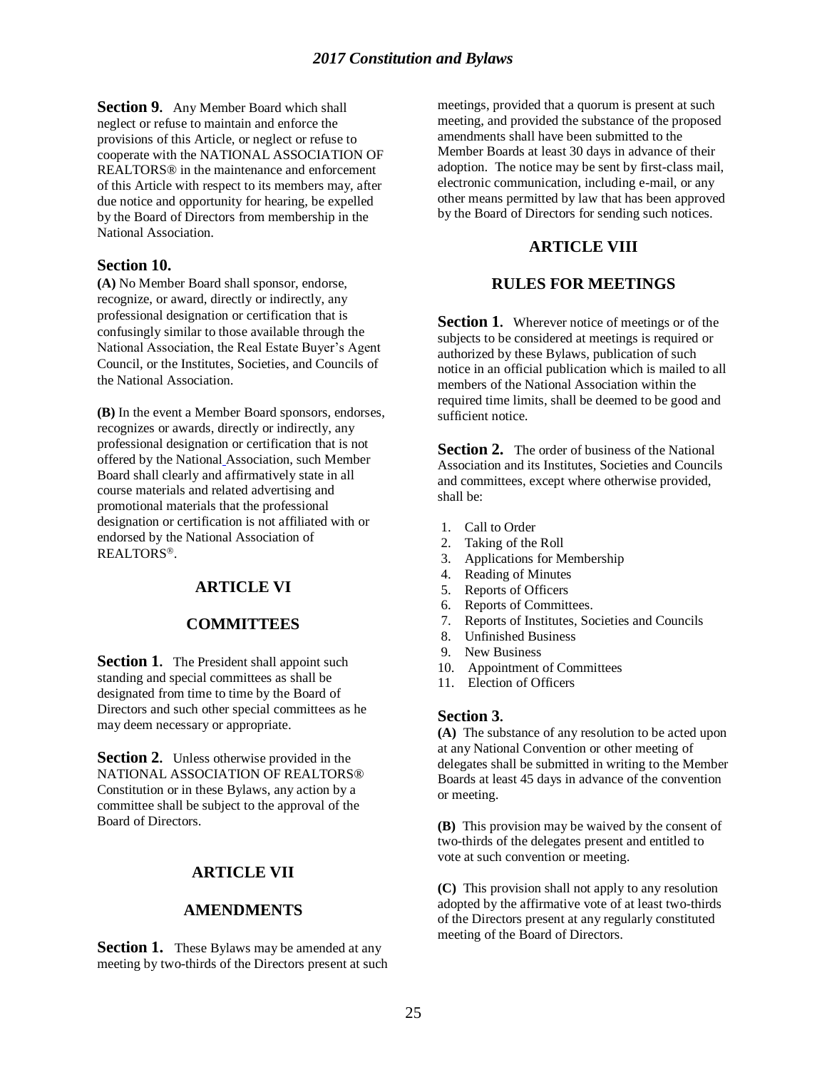**Section 9.** Any Member Board which shall neglect or refuse to maintain and enforce the provisions of this Article, or neglect or refuse to cooperate with the NATIONAL ASSOCIATION OF REALTORS® in the maintenance and enforcement of this Article with respect to its members may, after due notice and opportunity for hearing, be expelled by the Board of Directors from membership in the National Association.

**Section 10.**

**(A)** No Member Board shall sponsor, endorse, recognize, or award, directly or indirectly, any professional designation or certification that is confusingly similar to those available through the National Association, the Real Estate Buyer's Agent Council, or the Institutes, Societies, and Councils of the National Association.

**(B)** In the event a Member Board sponsors, endorses, recognizes or awards, directly or indirectly, any professional designation or certification that is not offered by the National Association, such Member Board shall clearly and affirmatively state in all course materials and related advertising and promotional materials that the professional designation or certification is not affiliated with or endorsed by the National Association of REALTORS®.

## ARTICLE VI

## COMMITTEES

**Section 1.** The President shall appoint such standing and special committees as shall be designated from time to time by the Board of Directors and such other special committees as he may deem necessary or appropriate.

**Section 2.** Unless otherwise provided in the NATIONAL ASSOCIATION OF REALTORS® Constitution or in these Bylaws, any action by a committee shall be subject to the approval of the Board of Directors.

## ARTICLE VII

## AMENDMENTS

**Section 1.** These Bylaws may be amended at any meeting by two-thirds of the Directors present at such meetings, provided that a quorum is present at such meeting, and provided the substance of the proposed amendments shall have been submitted to the Member Boards at least 30 days in advance of their adoption. The notice may be sent by first-class mail, electronic communication, including e-mail, or any other means permitted by law that has been approved by the Board of Directors for sending such notices.

## ARTICLE VIII

## RULES FOR MEETINGS

**Section 1.** Wherever notice of meetings or of the subjects to be considered at meetings is required or authorized by these Bylaws, publication of such notice in an official publication which is mailed to all members of the National Association within the required time limits, shall be deemed to be good and sufficient notice.

**Section 2.** The order of business of the National Association and its Institutes, Societies and Councils and committees, except where otherwise provided, shall be:

1. Call to Order
2. Taking of the Roll
3. Applications for Membership
4. Reading of Minutes
5. Reports of Officers
6. Reports of Committees.
7. Reports of Institutes, Societies and Councils
8. Unfinished Business
9. New Business
10. Appointment of Committees
11. Election of Officers

**Section 3.**

**(A)** The substance of any resolution to be acted upon at any National Convention or other meeting of delegates shall be submitted in writing to the Member Boards at least 45 days in advance of the convention or meeting.

**(B)** This provision may be waived by the consent of two-thirds of the delegates present and entitled to vote at such convention or meeting.

**(C)** This provision shall not apply to any resolution adopted by the affirmative vote of at least two-thirds of the Directors present at any regularly constituted meeting of the Board of Directors.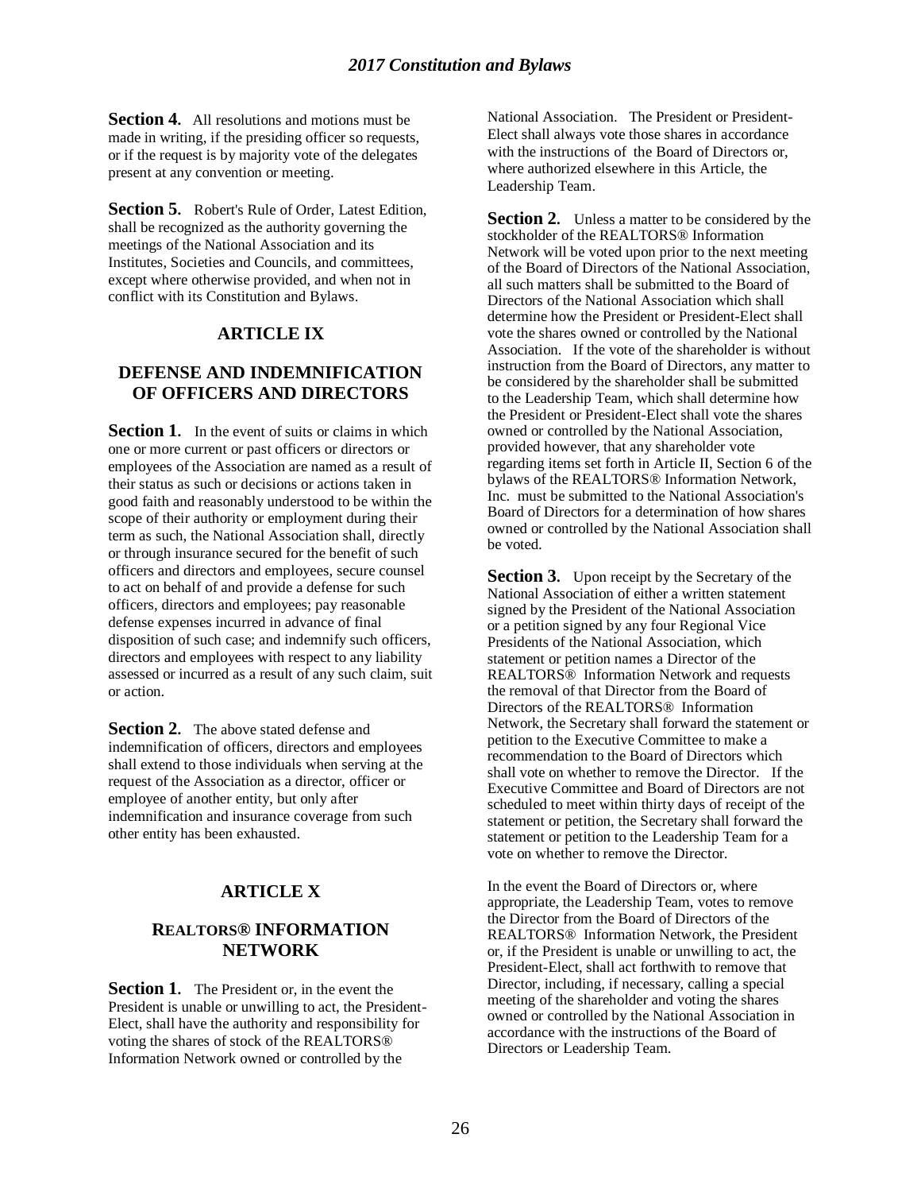**Section 4.** All resolutions and motions must be made in writing, if the presiding officer so requests, or if the request is by majority vote of the delegates present at any convention or meeting.

**Section 5.** Robert's Rule of Order, Latest Edition, shall be recognized as the authority governing the meetings of the National Association and its Institutes, Societies and Councils, and committees, except where otherwise provided, and when not in conflict with its Constitution and Bylaws.

## ARTICLE IX

## DEFENSE AND INDEMNIFICATION OF OFFICERS AND DIRECTORS

**Section 1.** In the event of suits or claims in which one or more current or past officers or directors or employees of the Association are named as a result of their status as such or decisions or actions taken in good faith and reasonably understood to be within the scope of their authority or employment during their term as such, the National Association shall, directly or through insurance secured for the benefit of such officers and directors and employees, secure counsel to act on behalf of and provide a defense for such officers, directors and employees; pay reasonable defense expenses incurred in advance of final disposition of such case; and indemnify such officers, directors and employees with respect to any liability assessed or incurred as a result of any such claim, suit or action.

**Section 2.** The above stated defense and indemnification of officers, directors and employees shall extend to those individuals when serving at the request of the Association as a director, officer or employee of another entity, but only after indemnification and insurance coverage from such other entity has been exhausted.

## ARTICLE X

## REALTORS® INFORMATION NETWORK

**Section 1.** The President or, in the event the President is unable or unwilling to act, the President-Elect, shall have the authority and responsibility for voting the shares of stock of the REALTORS® Information Network owned or controlled by the National Association. The President or President-Elect shall always vote those shares in accordance with the instructions of the Board of Directors or, where authorized elsewhere in this Article, the Leadership Team.

**Section 2.** Unless a matter to be considered by the stockholder of the REALTORS® Information Network will be voted upon prior to the next meeting of the Board of Directors of the National Association, all such matters shall be submitted to the Board of Directors of the National Association which shall determine how the President or President-Elect shall vote the shares owned or controlled by the National Association. If the vote of the shareholder is without instruction from the Board of Directors, any matter to be considered by the shareholder shall be submitted to the Leadership Team, which shall determine how the President or President-Elect shall vote the shares owned or controlled by the National Association, provided however, that any shareholder vote regarding items set forth in Article II, Section 6 of the bylaws of the REALTORS® Information Network, Inc. must be submitted to the National Association's Board of Directors for a determination of how shares owned or controlled by the National Association shall be voted.

**Section 3.** Upon receipt by the Secretary of the National Association of either a written statement signed by the President of the National Association or a petition signed by any four Regional Vice Presidents of the National Association, which statement or petition names a Director of the REALTORS® Information Network and requests the removal of that Director from the Board of Directors of the REALTORS® Information Network, the Secretary shall forward the statement or petition to the Executive Committee to make a recommendation to the Board of Directors which shall vote on whether to remove the Director. If the Executive Committee and Board of Directors are not scheduled to meet within thirty days of receipt of the statement or petition, the Secretary shall forward the statement or petition to the Leadership Team for a vote on whether to remove the Director.

In the event the Board of Directors or, where appropriate, the Leadership Team, votes to remove the Director from the Board of Directors of the REALTORS® Information Network, the President or, if the President is unable or unwilling to act, the President-Elect, shall act forthwith to remove that Director, including, if necessary, calling a special meeting of the shareholder and voting the shares owned or controlled by the National Association in accordance with the instructions of the Board of Directors or Leadership Team.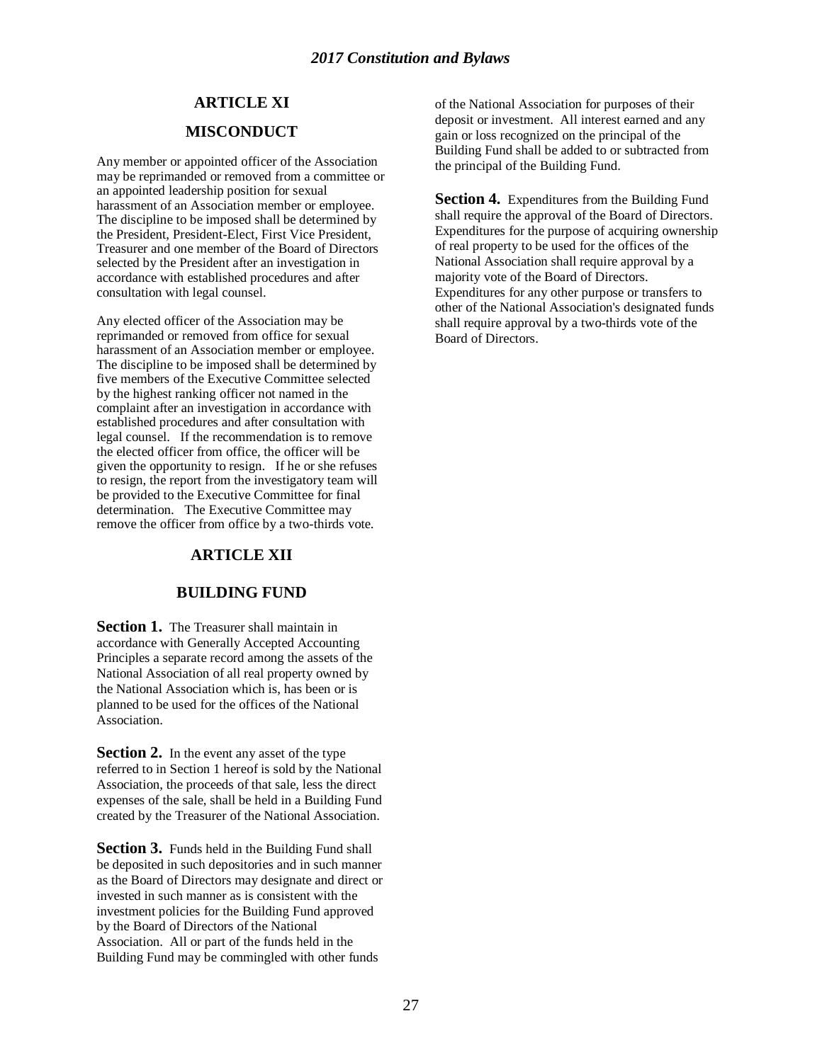## ARTICLE XI

## MISCONDUCT

Any member or appointed officer of the Association may be reprimanded or removed from a committee or an appointed leadership position for sexual harassment of an Association member or employee. The discipline to be imposed shall be determined by the President, President-Elect, First Vice President, Treasurer and one member of the Board of Directors selected by the President after an investigation in accordance with established procedures and after consultation with legal counsel.

Any elected officer of the Association may be reprimanded or removed from office for sexual harassment of an Association member or employee. The discipline to be imposed shall be determined by five members of the Executive Committee selected by the highest ranking officer not named in the complaint after an investigation in accordance with established procedures and after consultation with legal counsel. If the recommendation is to remove the elected officer from office, the officer will be given the opportunity to resign. If he or she refuses to resign, the report from the investigatory team will be provided to the Executive Committee for final determination. The Executive Committee may remove the officer from office by a two-thirds vote.

## ARTICLE XII

## BUILDING FUND

**Section 1.** The Treasurer shall maintain in accordance with Generally Accepted Accounting Principles a separate record among the assets of the National Association of all real property owned by the National Association which is, has been or is planned to be used for the offices of the National Association.

**Section 2.** In the event any asset of the type referred to in Section 1 hereof is sold by the National Association, the proceeds of that sale, less the direct expenses of the sale, shall be held in a Building Fund created by the Treasurer of the National Association.

**Section 3.** Funds held in the Building Fund shall be deposited in such depositories and in such manner as the Board of Directors may designate and direct or invested in such manner as is consistent with the investment policies for the Building Fund approved by the Board of Directors of the National Association. All or part of the funds held in the Building Fund may be commingled with other funds of the National Association for purposes of their deposit or investment. All interest earned and any gain or loss recognized on the principal of the Building Fund shall be added to or subtracted from the principal of the Building Fund.

**Section 4.** Expenditures from the Building Fund shall require the approval of the Board of Directors. Expenditures for the purpose of acquiring ownership of real property to be used for the offices of the National Association shall require approval by a majority vote of the Board of Directors. Expenditures for any other purpose or transfers to other of the National Association's designated funds shall require approval by a two-thirds vote of the Board of Directors.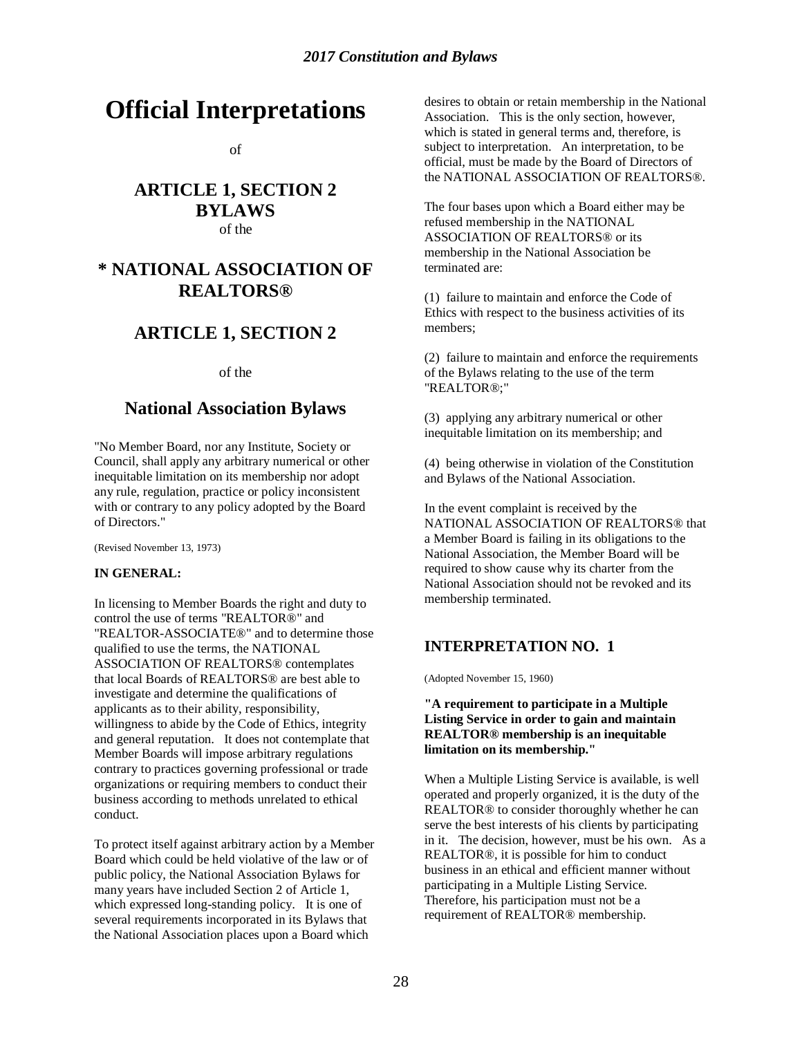# Official Interpretations

of

## ARTICLE 1, SECTION 2 BYLAWS

of the

## * NATIONAL ASSOCIATION OF REALTORS®

## ARTICLE 1, SECTION 2

of the

## National Association Bylaws

"No Member Board, nor any Institute, Society or Council, shall apply any arbitrary numerical or other inequitable limitation on its membership nor adopt any rule, regulation, practice or policy inconsistent with or contrary to any policy adopted by the Board of Directors."

(Revised November 13, 1973)

**IN GENERAL:**

In licensing to Member Boards the right and duty to control the use of terms "REALTOR®" and "REALTOR-ASSOCIATE®" and to determine those qualified to use the terms, the NATIONAL ASSOCIATION OF REALTORS® contemplates that local Boards of REALTORS® are best able to investigate and determine the qualifications of applicants as to their ability, responsibility, willingness to abide by the Code of Ethics, integrity and general reputation. It does not contemplate that Member Boards will impose arbitrary regulations contrary to practices governing professional or trade organizations or requiring members to conduct their business according to methods unrelated to ethical conduct.

To protect itself against arbitrary action by a Member Board which could be held violative of the law or of public policy, the National Association Bylaws for many years have included Section 2 of Article 1, which expressed long-standing policy. It is one of several requirements incorporated in its Bylaws that the National Association places upon a Board which desires to obtain or retain membership in the National Association. This is the only section, however, which is stated in general terms and, therefore, is subject to interpretation. An interpretation, to be official, must be made by the Board of Directors of the NATIONAL ASSOCIATION OF REALTORS®.

The four bases upon which a Board either may be refused membership in the NATIONAL ASSOCIATION OF REALTORS® or its membership in the National Association be terminated are:

(1) failure to maintain and enforce the Code of Ethics with respect to the business activities of its members;

(2) failure to maintain and enforce the requirements of the Bylaws relating to the use of the term "REALTOR®;"

(3) applying any arbitrary numerical or other inequitable limitation on its membership; and

(4) being otherwise in violation of the Constitution and Bylaws of the National Association.

In the event complaint is received by the NATIONAL ASSOCIATION OF REALTORS® that a Member Board is failing in its obligations to the National Association, the Member Board will be required to show cause why its charter from the National Association should not be revoked and its membership terminated.

## INTERPRETATION NO. 1

(Adopted November 15, 1960)

**"A requirement to participate in a Multiple Listing Service in order to gain and maintain REALTOR® membership is an inequitable limitation on its membership."**

When a Multiple Listing Service is available, is well operated and properly organized, it is the duty of the REALTOR® to consider thoroughly whether he can serve the best interests of his clients by participating in it. The decision, however, must be his own. As a REALTOR®, it is possible for him to conduct business in an ethical and efficient manner without participating in a Multiple Listing Service. Therefore, his participation must not be a requirement of REALTOR® membership.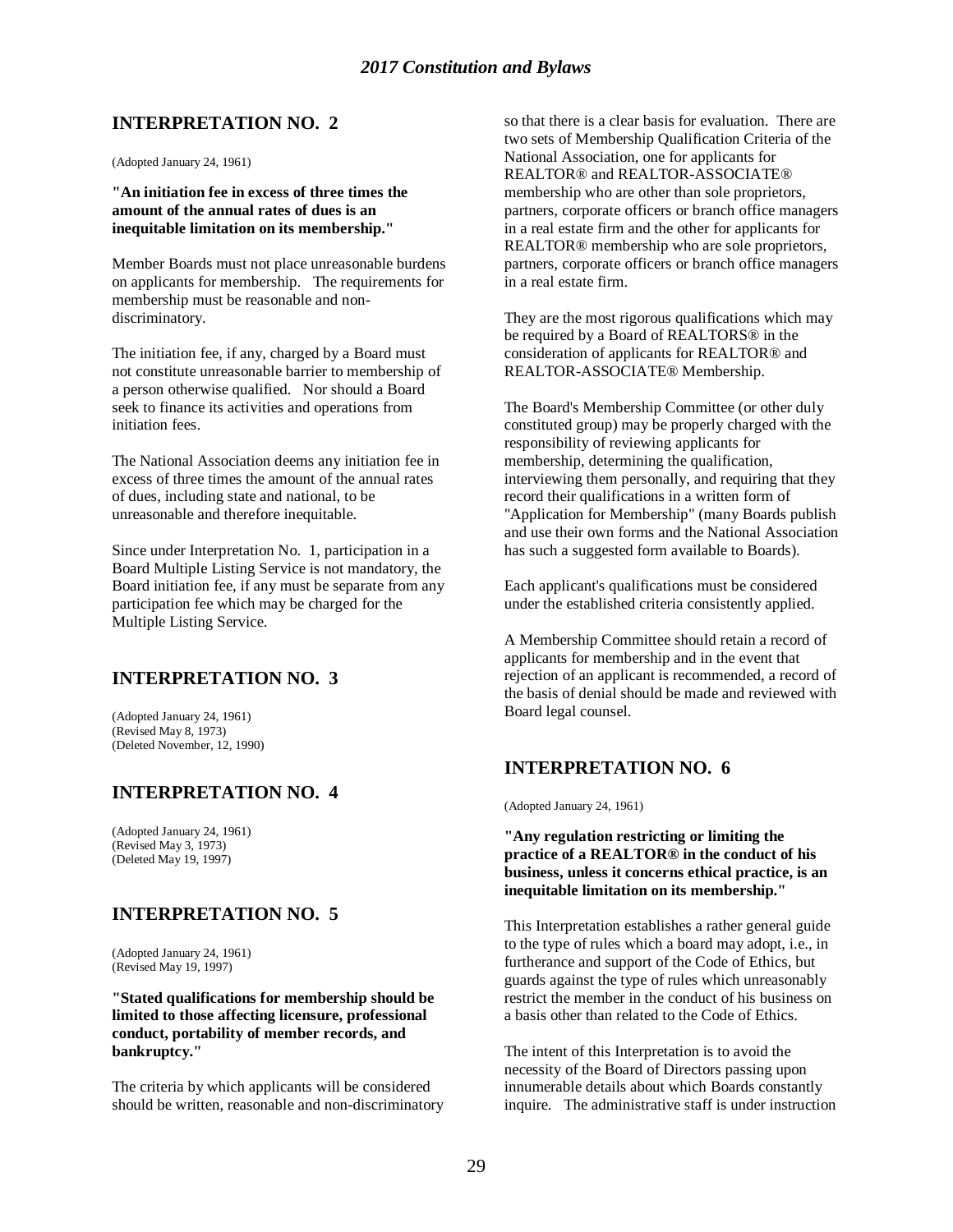## INTERPRETATION NO. 2

(Adopted January 24, 1961)

**"An initiation fee in excess of three times the amount of the annual rates of dues is an inequitable limitation on its membership."**

Member Boards must not place unreasonable burdens on applicants for membership. The requirements for membership must be reasonable and non-discriminatory.

The initiation fee, if any, charged by a Board must not constitute unreasonable barrier to membership of a person otherwise qualified. Nor should a Board seek to finance its activities and operations from initiation fees.

The National Association deems any initiation fee in excess of three times the amount of the annual rates of dues, including state and national, to be unreasonable and therefore inequitable.

Since under Interpretation No. 1, participation in a Board Multiple Listing Service is not mandatory, the Board initiation fee, if any must be separate from any participation fee which may be charged for the Multiple Listing Service.

## INTERPRETATION NO. 3

(Adopted January 24, 1961)
(Revised May 8, 1973)
(Deleted November, 12, 1990)

## INTERPRETATION NO. 4

(Adopted January 24, 1961)
(Revised May 3, 1973)
(Deleted May 19, 1997)

## INTERPRETATION NO. 5

(Adopted January 24, 1961)
(Revised May 19, 1997)

**"Stated qualifications for membership should be limited to those affecting licensure, professional conduct, portability of member records, and bankruptcy."**

The criteria by which applicants will be considered should be written, reasonable and non-discriminatory so that there is a clear basis for evaluation. There are two sets of Membership Qualification Criteria of the National Association, one for applicants for REALTOR® and REALTOR-ASSOCIATE® membership who are other than sole proprietors, partners, corporate officers or branch office managers in a real estate firm and the other for applicants for REALTOR® membership who are sole proprietors, partners, corporate officers or branch office managers in a real estate firm.

They are the most rigorous qualifications which may be required by a Board of REALTORS® in the consideration of applicants for REALTOR® and REALTOR-ASSOCIATE® Membership.

The Board's Membership Committee (or other duly constituted group) may be properly charged with the responsibility of reviewing applicants for membership, determining the qualification, interviewing them personally, and requiring that they record their qualifications in a written form of "Application for Membership" (many Boards publish and use their own forms and the National Association has such a suggested form available to Boards).

Each applicant's qualifications must be considered under the established criteria consistently applied.

A Membership Committee should retain a record of applicants for membership and in the event that rejection of an applicant is recommended, a record of the basis of denial should be made and reviewed with Board legal counsel.

## INTERPRETATION NO. 6

(Adopted January 24, 1961)

**"Any regulation restricting or limiting the practice of a REALTOR® in the conduct of his business, unless it concerns ethical practice, is an inequitable limitation on its membership."**

This Interpretation establishes a rather general guide to the type of rules which a board may adopt, i.e., in furtherance and support of the Code of Ethics, but guards against the type of rules which unreasonably restrict the member in the conduct of his business on a basis other than related to the Code of Ethics.

The intent of this Interpretation is to avoid the necessity of the Board of Directors passing upon innumerable details about which Boards constantly inquire. The administrative staff is under instruction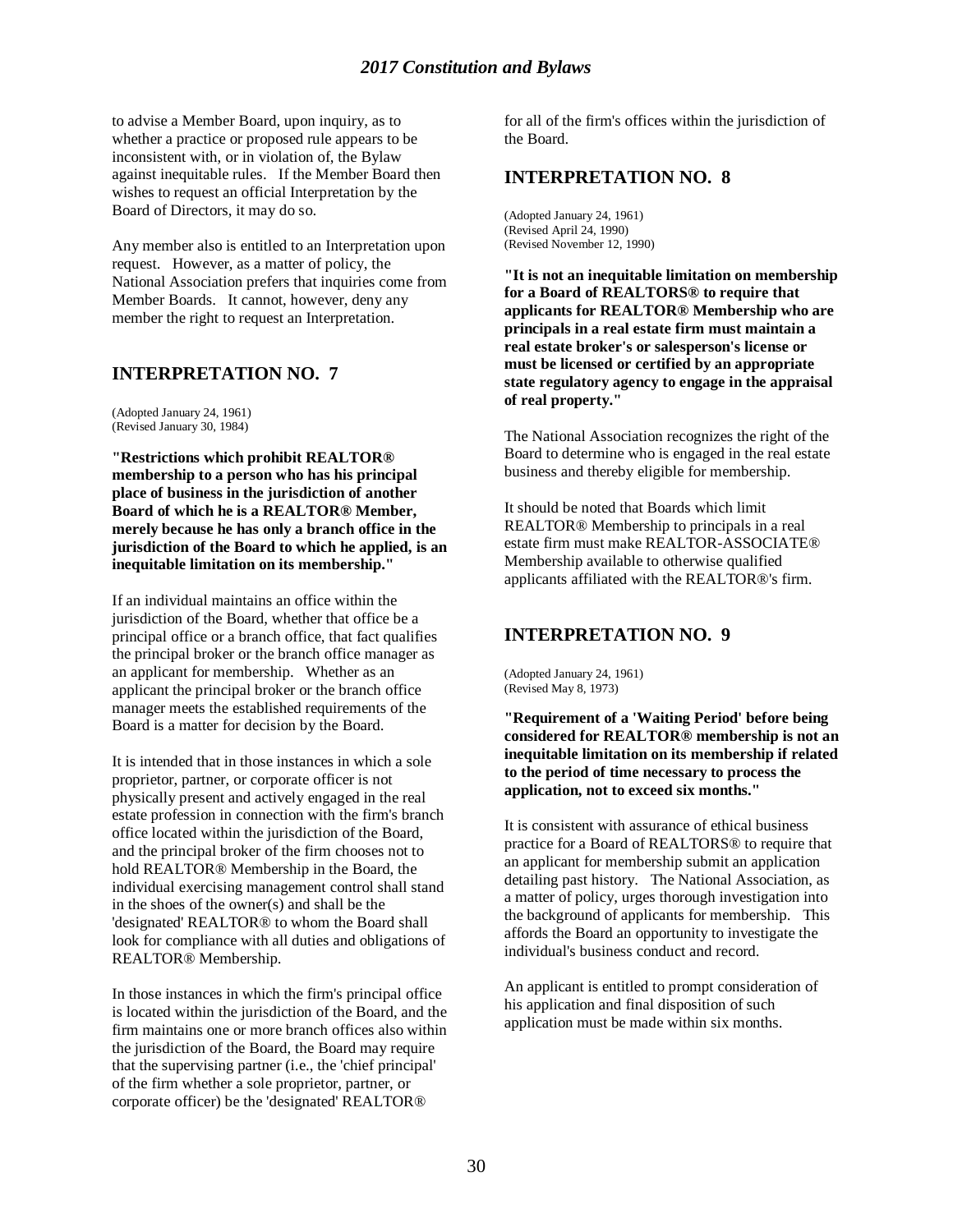to advise a Member Board, upon inquiry, as to whether a practice or proposed rule appears to be inconsistent with, or in violation of, the Bylaw against inequitable rules. If the Member Board then wishes to request an official Interpretation by the Board of Directors, it may do so.

Any member also is entitled to an Interpretation upon request. However, as a matter of policy, the National Association prefers that inquiries come from Member Boards. It cannot, however, deny any member the right to request an Interpretation.

## INTERPRETATION NO. 7

(Adopted January 24, 1961)
(Revised January 30, 1984)

**"Restrictions which prohibit REALTOR® membership to a person who has his principal place of business in the jurisdiction of another Board of which he is a REALTOR® Member, merely because he has only a branch office in the jurisdiction of the Board to which he applied, is an inequitable limitation on its membership."**

If an individual maintains an office within the jurisdiction of the Board, whether that office be a principal office or a branch office, that fact qualifies the principal broker or the branch office manager as an applicant for membership. Whether as an applicant the principal broker or the branch office manager meets the established requirements of the Board is a matter for decision by the Board.

It is intended that in those instances in which a sole proprietor, partner, or corporate officer is not physically present and actively engaged in the real estate profession in connection with the firm's branch office located within the jurisdiction of the Board, and the principal broker of the firm chooses not to hold REALTOR® Membership in the Board, the individual exercising management control shall stand in the shoes of the owner(s) and shall be the 'designated' REALTOR® to whom the Board shall look for compliance with all duties and obligations of REALTOR® Membership.

In those instances in which the firm's principal office is located within the jurisdiction of the Board, and the firm maintains one or more branch offices also within the jurisdiction of the Board, the Board may require that the supervising partner (i.e., the 'chief principal' of the firm whether a sole proprietor, partner, or corporate officer) be the 'designated' REALTOR® for all of the firm's offices within the jurisdiction of the Board.

## INTERPRETATION NO. 8

(Adopted January 24, 1961)
(Revised April 24, 1990)
(Revised November 12, 1990)

**"It is not an inequitable limitation on membership for a Board of REALTORS® to require that applicants for REALTOR® Membership who are principals in a real estate firm must maintain a real estate broker's or salesperson's license or must be licensed or certified by an appropriate state regulatory agency to engage in the appraisal of real property."**

The National Association recognizes the right of the Board to determine who is engaged in the real estate business and thereby eligible for membership.

It should be noted that Boards which limit REALTOR® Membership to principals in a real estate firm must make REALTOR-ASSOCIATE® Membership available to otherwise qualified applicants affiliated with the REALTOR®'s firm.

## INTERPRETATION NO. 9

(Adopted January 24, 1961)
(Revised May 8, 1973)

**"Requirement of a 'Waiting Period' before being considered for REALTOR® membership is not an inequitable limitation on its membership if related to the period of time necessary to process the application, not to exceed six months."**

It is consistent with assurance of ethical business practice for a Board of REALTORS® to require that an applicant for membership submit an application detailing past history. The National Association, as a matter of policy, urges thorough investigation into the background of applicants for membership. This affords the Board an opportunity to investigate the individual's business conduct and record.

An applicant is entitled to prompt consideration of his application and final disposition of such application must be made within six months.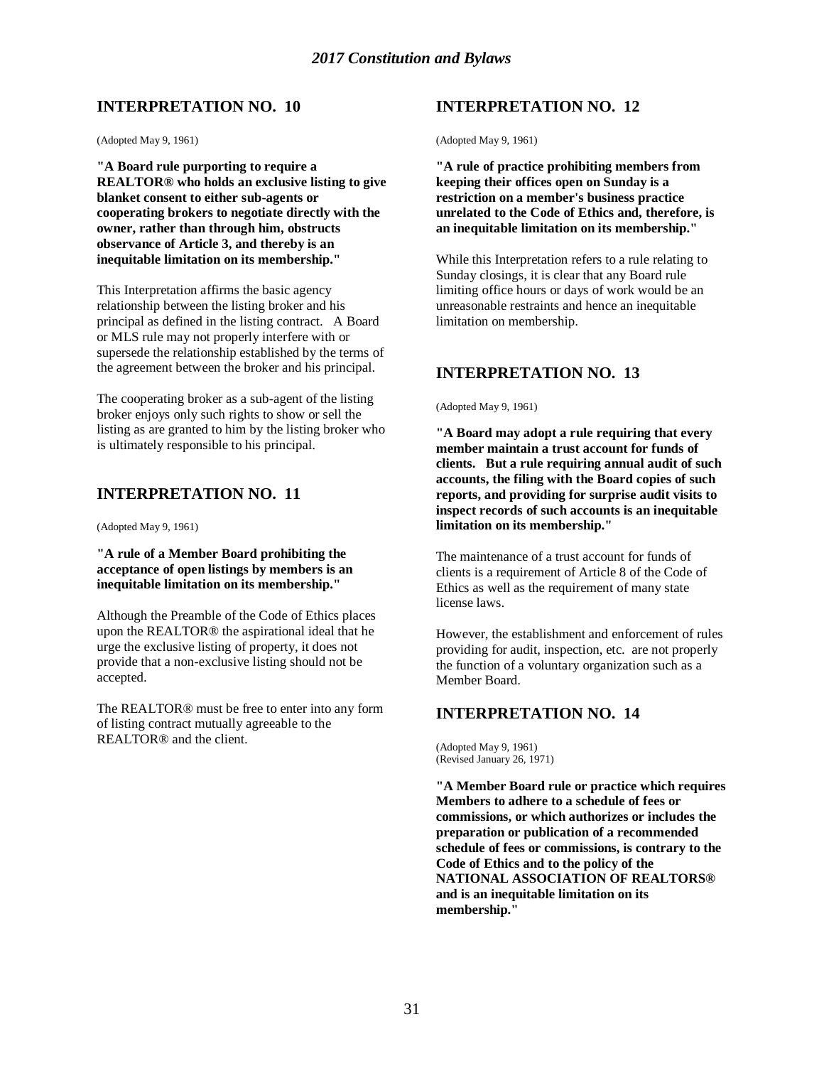## INTERPRETATION NO. 10

(Adopted May 9, 1961)

**"A Board rule purporting to require a REALTOR® who holds an exclusive listing to give blanket consent to either sub-agents or cooperating brokers to negotiate directly with the owner, rather than through him, obstructs observance of Article 3, and thereby is an inequitable limitation on its membership."**

This Interpretation affirms the basic agency relationship between the listing broker and his principal as defined in the listing contract. A Board or MLS rule may not properly interfere with or supersede the relationship established by the terms of the agreement between the broker and his principal.

The cooperating broker as a sub-agent of the listing broker enjoys only such rights to show or sell the listing as are granted to him by the listing broker who is ultimately responsible to his principal.

## INTERPRETATION NO. 11

(Adopted May 9, 1961)

**"A rule of a Member Board prohibiting the acceptance of open listings by members is an inequitable limitation on its membership."**

Although the Preamble of the Code of Ethics places upon the REALTOR® the aspirational ideal that he urge the exclusive listing of property, it does not provide that a non-exclusive listing should not be accepted.

The REALTOR® must be free to enter into any form of listing contract mutually agreeable to the REALTOR® and the client.

## INTERPRETATION NO. 12

(Adopted May 9, 1961)

**"A rule of practice prohibiting members from keeping their offices open on Sunday is a restriction on a member's business practice unrelated to the Code of Ethics and, therefore, is an inequitable limitation on its membership."**

While this Interpretation refers to a rule relating to Sunday closings, it is clear that any Board rule limiting office hours or days of work would be an unreasonable restraints and hence an inequitable limitation on membership.

## INTERPRETATION NO. 13

(Adopted May 9, 1961)

**"A Board may adopt a rule requiring that every member maintain a trust account for funds of clients. But a rule requiring annual audit of such accounts, the filing with the Board copies of such reports, and providing for surprise audit visits to inspect records of such accounts is an inequitable limitation on its membership."**

The maintenance of a trust account for funds of clients is a requirement of Article 8 of the Code of Ethics as well as the requirement of many state license laws.

However, the establishment and enforcement of rules providing for audit, inspection, etc. are not properly the function of a voluntary organization such as a Member Board.

## INTERPRETATION NO. 14

(Adopted May 9, 1961)
(Revised January 26, 1971)

**"A Member Board rule or practice which requires Members to adhere to a schedule of fees or commissions, or which authorizes or includes the preparation or publication of a recommended schedule of fees or commissions, is contrary to the Code of Ethics and to the policy of the NATIONAL ASSOCIATION OF REALTORS® and is an inequitable limitation on its membership."**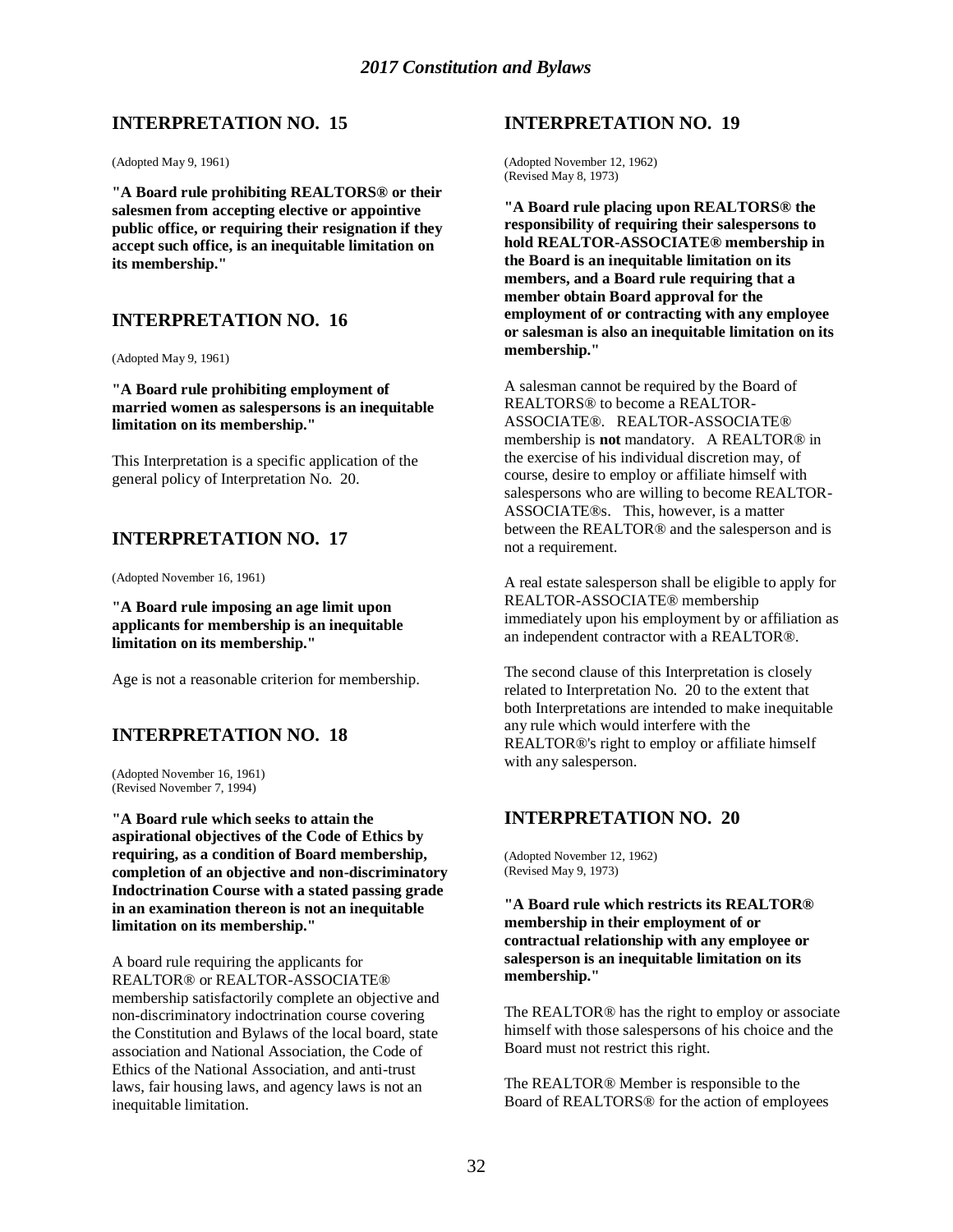## INTERPRETATION NO. 15

(Adopted May 9, 1961)

**"A Board rule prohibiting REALTORS® or their salesmen from accepting elective or appointive public office, or requiring their resignation if they accept such office, is an inequitable limitation on its membership."**

## INTERPRETATION NO. 16

(Adopted May 9, 1961)

**"A Board rule prohibiting employment of married women as salespersons is an inequitable limitation on its membership."**

This Interpretation is a specific application of the general policy of Interpretation No. 20.

## INTERPRETATION NO. 17

(Adopted November 16, 1961)

**"A Board rule imposing an age limit upon applicants for membership is an inequitable limitation on its membership."**

Age is not a reasonable criterion for membership.

## INTERPRETATION NO. 18

(Adopted November 16, 1961)
(Revised November 7, 1994)

**"A Board rule which seeks to attain the aspirational objectives of the Code of Ethics by requiring, as a condition of Board membership, completion of an objective and non-discriminatory Indoctrination Course with a stated passing grade in an examination thereon is not an inequitable limitation on its membership."**

A board rule requiring the applicants for REALTOR® or REALTOR-ASSOCIATE® membership satisfactorily complete an objective and non-discriminatory indoctrination course covering the Constitution and Bylaws of the local board, state association and National Association, the Code of Ethics of the National Association, and anti-trust laws, fair housing laws, and agency laws is not an inequitable limitation.

## INTERPRETATION NO. 19

(Adopted November 12, 1962)
(Revised May 8, 1973)

**"A Board rule placing upon REALTORS® the responsibility of requiring their salespersons to hold REALTOR-ASSOCIATE® membership in the Board is an inequitable limitation on its members, and a Board rule requiring that a member obtain Board approval for the employment of or contracting with any employee or salesman is also an inequitable limitation on its membership."**

A salesman cannot be required by the Board of REALTORS® to become a REALTOR-ASSOCIATE®. REALTOR-ASSOCIATE® membership is **not** mandatory. A REALTOR® in the exercise of his individual discretion may, of course, desire to employ or affiliate himself with salespersons who are willing to become REALTOR-ASSOCIATE®s. This, however, is a matter between the REALTOR® and the salesperson and is not a requirement.

A real estate salesperson shall be eligible to apply for REALTOR-ASSOCIATE® membership immediately upon his employment by or affiliation as an independent contractor with a REALTOR®.

The second clause of this Interpretation is closely related to Interpretation No. 20 to the extent that both Interpretations are intended to make inequitable any rule which would interfere with the REALTOR®'s right to employ or affiliate himself with any salesperson.

## INTERPRETATION NO. 20

(Adopted November 12, 1962)
(Revised May 9, 1973)

**"A Board rule which restricts its REALTOR® membership in their employment of or contractual relationship with any employee or salesperson is an inequitable limitation on its membership."**

The REALTOR® has the right to employ or associate himself with those salespersons of his choice and the Board must not restrict this right.

The REALTOR® Member is responsible to the Board of REALTORS® for the action of employees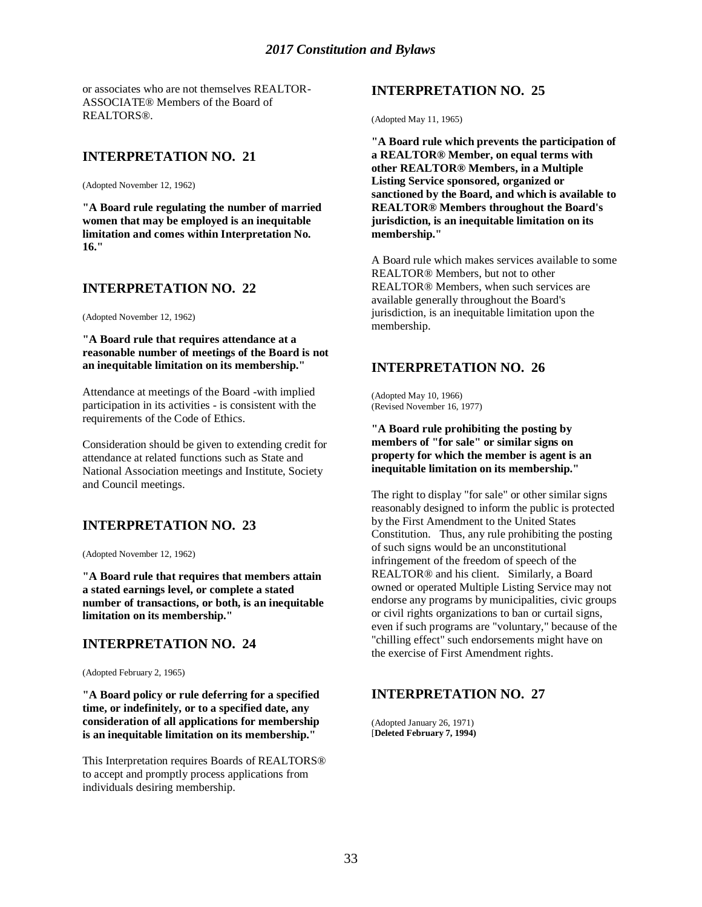or associates who are not themselves REALTOR-ASSOCIATE® Members of the Board of REALTORS®.

## INTERPRETATION NO. 21

(Adopted November 12, 1962)

**"A Board rule regulating the number of married women that may be employed is an inequitable limitation and comes within Interpretation No. 16."**

## INTERPRETATION NO. 22

(Adopted November 12, 1962)

**"A Board rule that requires attendance at a reasonable number of meetings of the Board is not an inequitable limitation on its membership."**

Attendance at meetings of the Board -with implied participation in its activities - is consistent with the requirements of the Code of Ethics.

Consideration should be given to extending credit for attendance at related functions such as State and National Association meetings and Institute, Society and Council meetings.

## INTERPRETATION NO. 23

(Adopted November 12, 1962)

**"A Board rule that requires that members attain a stated earnings level, or complete a stated number of transactions, or both, is an inequitable limitation on its membership."**

## INTERPRETATION NO. 24

(Adopted February 2, 1965)

**"A Board policy or rule deferring for a specified time, or indefinitely, or to a specified date, any consideration of all applications for membership is an inequitable limitation on its membership."**

This Interpretation requires Boards of REALTORS® to accept and promptly process applications from individuals desiring membership.

## INTERPRETATION NO. 25

(Adopted May 11, 1965)

**"A Board rule which prevents the participation of a REALTOR® Member, on equal terms with other REALTOR® Members, in a Multiple Listing Service sponsored, organized or sanctioned by the Board, and which is available to REALTOR® Members throughout the Board's jurisdiction, is an inequitable limitation on its membership."**

A Board rule which makes services available to some REALTOR® Members, but not to other REALTOR® Members, when such services are available generally throughout the Board's jurisdiction, is an inequitable limitation upon the membership.

## INTERPRETATION NO. 26

(Adopted May 10, 1966)
(Revised November 16, 1977)

**"A Board rule prohibiting the posting by members of "for sale" or similar signs on property for which the member is agent is an inequitable limitation on its membership."**

The right to display "for sale" or other similar signs reasonably designed to inform the public is protected by the First Amendment to the United States Constitution. Thus, any rule prohibiting the posting of such signs would be an unconstitutional infringement of the freedom of speech of the REALTOR® and his client. Similarly, a Board owned or operated Multiple Listing Service may not endorse any programs by municipalities, civic groups or civil rights organizations to ban or curtail signs, even if such programs are "voluntary," because of the "chilling effect" such endorsements might have on the exercise of First Amendment rights.

## INTERPRETATION NO. 27

(Adopted January 26, 1971)
[**Deleted February 7, 1994)**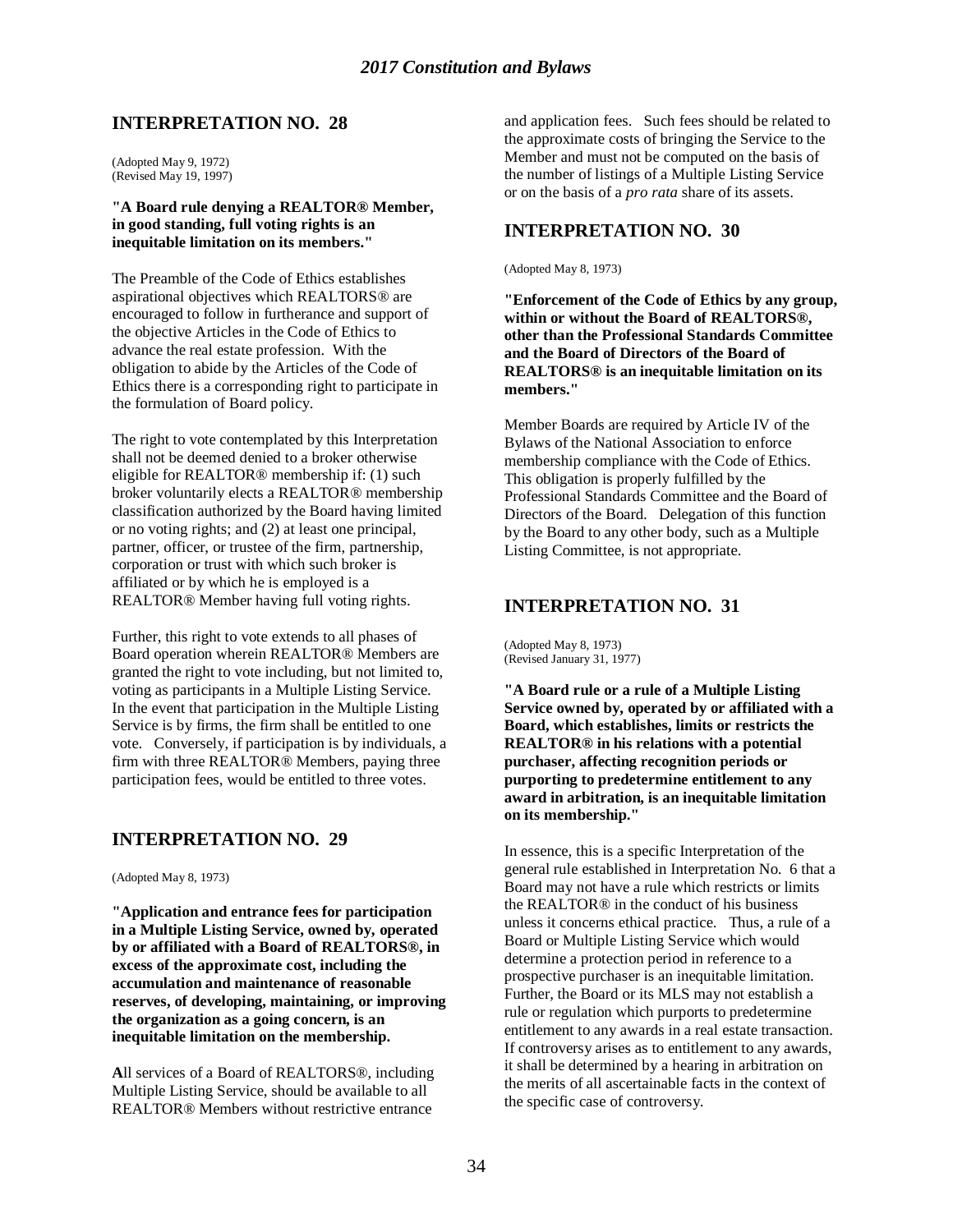## INTERPRETATION NO. 28

(Adopted May 9, 1972)
(Revised May 19, 1997)

**"A Board rule denying a REALTOR® Member, in good standing, full voting rights is an inequitable limitation on its members."**

The Preamble of the Code of Ethics establishes aspirational objectives which REALTORS® are encouraged to follow in furtherance and support of the objective Articles in the Code of Ethics to advance the real estate profession. With the obligation to abide by the Articles of the Code of Ethics there is a corresponding right to participate in the formulation of Board policy.

The right to vote contemplated by this Interpretation shall not be deemed denied to a broker otherwise eligible for REALTOR® membership if: (1) such broker voluntarily elects a REALTOR® membership classification authorized by the Board having limited or no voting rights; and (2) at least one principal, partner, officer, or trustee of the firm, partnership, corporation or trust with which such broker is affiliated or by which he is employed is a REALTOR® Member having full voting rights.

Further, this right to vote extends to all phases of Board operation wherein REALTOR® Members are granted the right to vote including, but not limited to, voting as participants in a Multiple Listing Service. In the event that participation in the Multiple Listing Service is by firms, the firm shall be entitled to one vote. Conversely, if participation is by individuals, a firm with three REALTOR® Members, paying three participation fees, would be entitled to three votes.

## INTERPRETATION NO. 29

(Adopted May 8, 1973)

**"Application and entrance fees for participation in a Multiple Listing Service, owned by, operated by or affiliated with a Board of REALTORS®, in excess of the approximate cost, including the accumulation and maintenance of reasonable reserves, of developing, maintaining, or improving the organization as a going concern, is an inequitable limitation on the membership.**

**A**ll services of a Board of REALTORS®, including Multiple Listing Service, should be available to all REALTOR® Members without restrictive entrance and application fees. Such fees should be related to the approximate costs of bringing the Service to the Member and must not be computed on the basis of the number of listings of a Multiple Listing Service or on the basis of a *pro rata* share of its assets.

## INTERPRETATION NO. 30

(Adopted May 8, 1973)

**"Enforcement of the Code of Ethics by any group, within or without the Board of REALTORS®, other than the Professional Standards Committee and the Board of Directors of the Board of REALTORS® is an inequitable limitation on its members."**

Member Boards are required by Article IV of the Bylaws of the National Association to enforce membership compliance with the Code of Ethics. This obligation is properly fulfilled by the Professional Standards Committee and the Board of Directors of the Board. Delegation of this function by the Board to any other body, such as a Multiple Listing Committee, is not appropriate.

## INTERPRETATION NO. 31

(Adopted May 8, 1973)
(Revised January 31, 1977)

**"A Board rule or a rule of a Multiple Listing Service owned by, operated by or affiliated with a Board, which establishes, limits or restricts the REALTOR® in his relations with a potential purchaser, affecting recognition periods or purporting to predetermine entitlement to any award in arbitration, is an inequitable limitation on its membership."**

In essence, this is a specific Interpretation of the general rule established in Interpretation No. 6 that a Board may not have a rule which restricts or limits the REALTOR® in the conduct of his business unless it concerns ethical practice. Thus, a rule of a Board or Multiple Listing Service which would determine a protection period in reference to a prospective purchaser is an inequitable limitation. Further, the Board or its MLS may not establish a rule or regulation which purports to predetermine entitlement to any awards in a real estate transaction. If controversy arises as to entitlement to any awards, it shall be determined by a hearing in arbitration on the merits of all ascertainable facts in the context of the specific case of controversy.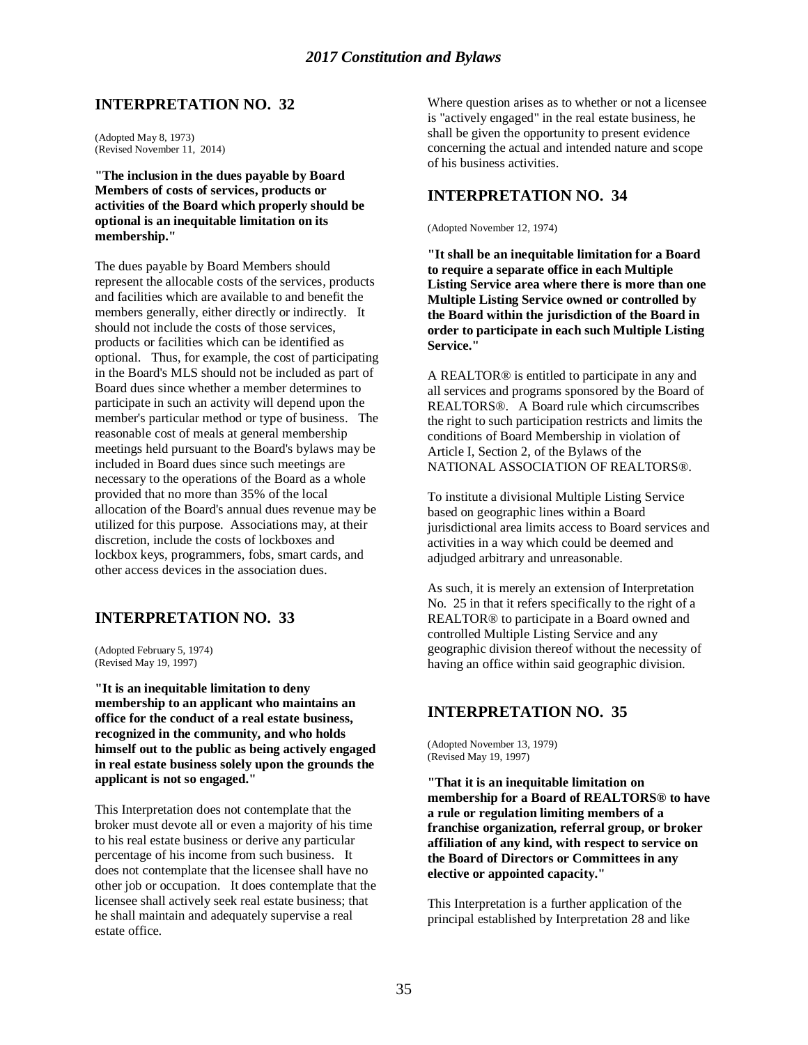## INTERPRETATION NO. 32

(Adopted May 8, 1973)
(Revised November 11, 2014)

**"The inclusion in the dues payable by Board Members of costs of services, products or activities of the Board which properly should be optional is an inequitable limitation on its membership."**

The dues payable by Board Members should represent the allocable costs of the services, products and facilities which are available to and benefit the members generally, either directly or indirectly. It should not include the costs of those services, products or facilities which can be identified as optional. Thus, for example, the cost of participating in the Board's MLS should not be included as part of Board dues since whether a member determines to participate in such an activity will depend upon the member's particular method or type of business. The reasonable cost of meals at general membership meetings held pursuant to the Board's bylaws may be included in Board dues since such meetings are necessary to the operations of the Board as a whole provided that no more than 35% of the local allocation of the Board's annual dues revenue may be utilized for this purpose. Associations may, at their discretion, include the costs of lockboxes and lockbox keys, programmers, fobs, smart cards, and other access devices in the association dues.

## INTERPRETATION NO. 33

(Adopted February 5, 1974)
(Revised May 19, 1997)

**"It is an inequitable limitation to deny membership to an applicant who maintains an office for the conduct of a real estate business, recognized in the community, and who holds himself out to the public as being actively engaged in real estate business solely upon the grounds the applicant is not so engaged."**

This Interpretation does not contemplate that the broker must devote all or even a majority of his time to his real estate business or derive any particular percentage of his income from such business. It does not contemplate that the licensee shall have no other job or occupation. It does contemplate that the licensee shall actively seek real estate business; that he shall maintain and adequately supervise a real estate office.

Where question arises as to whether or not a licensee is "actively engaged" in the real estate business, he shall be given the opportunity to present evidence concerning the actual and intended nature and scope of his business activities.

## INTERPRETATION NO. 34

(Adopted November 12, 1974)

**"It shall be an inequitable limitation for a Board to require a separate office in each Multiple Listing Service area where there is more than one Multiple Listing Service owned or controlled by the Board within the jurisdiction of the Board in order to participate in each such Multiple Listing Service."**

A REALTOR® is entitled to participate in any and all services and programs sponsored by the Board of REALTORS®. A Board rule which circumscribes the right to such participation restricts and limits the conditions of Board Membership in violation of Article I, Section 2, of the Bylaws of the NATIONAL ASSOCIATION OF REALTORS®.

To institute a divisional Multiple Listing Service based on geographic lines within a Board jurisdictional area limits access to Board services and activities in a way which could be deemed and adjudged arbitrary and unreasonable.

As such, it is merely an extension of Interpretation No. 25 in that it refers specifically to the right of a REALTOR® to participate in a Board owned and controlled Multiple Listing Service and any geographic division thereof without the necessity of having an office within said geographic division.

## INTERPRETATION NO. 35

(Adopted November 13, 1979)
(Revised May 19, 1997)

**"That it is an inequitable limitation on membership for a Board of REALTORS® to have a rule or regulation limiting members of a franchise organization, referral group, or broker affiliation of any kind, with respect to service on the Board of Directors or Committees in any elective or appointed capacity."**

This Interpretation is a further application of the principal established by Interpretation 28 and like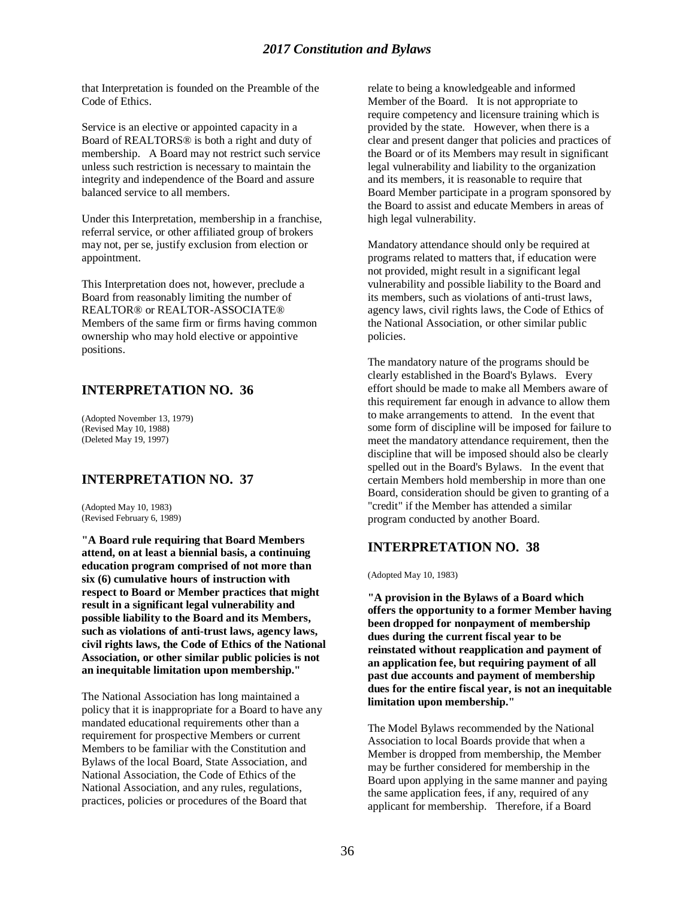that Interpretation is founded on the Preamble of the Code of Ethics.

Service is an elective or appointed capacity in a Board of REALTORS® is both a right and duty of membership. A Board may not restrict such service unless such restriction is necessary to maintain the integrity and independence of the Board and assure balanced service to all members.

Under this Interpretation, membership in a franchise, referral service, or other affiliated group of brokers may not, per se, justify exclusion from election or appointment.

This Interpretation does not, however, preclude a Board from reasonably limiting the number of REALTOR® or REALTOR-ASSOCIATE® Members of the same firm or firms having common ownership who may hold elective or appointive positions.

## INTERPRETATION NO. 36

(Adopted November 13, 1979)
(Revised May 10, 1988)
(Deleted May 19, 1997)

## INTERPRETATION NO. 37

(Adopted May 10, 1983)
(Revised February 6, 1989)

**"A Board rule requiring that Board Members attend, on at least a biennial basis, a continuing education program comprised of not more than six (6) cumulative hours of instruction with respect to Board or Member practices that might result in a significant legal vulnerability and possible liability to the Board and its Members, such as violations of anti-trust laws, agency laws, civil rights laws, the Code of Ethics of the National Association, or other similar public policies is not an inequitable limitation upon membership."**

The National Association has long maintained a policy that it is inappropriate for a Board to have any mandated educational requirements other than a requirement for prospective Members or current Members to be familiar with the Constitution and Bylaws of the local Board, State Association, and National Association, the Code of Ethics of the National Association, and any rules, regulations, practices, policies or procedures of the Board that relate to being a knowledgeable and informed Member of the Board. It is not appropriate to require competency and licensure training which is provided by the state. However, when there is a clear and present danger that policies and practices of the Board or of its Members may result in significant legal vulnerability and liability to the organization and its members, it is reasonable to require that Board Member participate in a program sponsored by the Board to assist and educate Members in areas of high legal vulnerability.

Mandatory attendance should only be required at programs related to matters that, if education were not provided, might result in a significant legal vulnerability and possible liability to the Board and its members, such as violations of anti-trust laws, agency laws, civil rights laws, the Code of Ethics of the National Association, or other similar public policies.

The mandatory nature of the programs should be clearly established in the Board's Bylaws. Every effort should be made to make all Members aware of this requirement far enough in advance to allow them to make arrangements to attend. In the event that some form of discipline will be imposed for failure to meet the mandatory attendance requirement, then the discipline that will be imposed should also be clearly spelled out in the Board's Bylaws. In the event that certain Members hold membership in more than one Board, consideration should be given to granting of a "credit" if the Member has attended a similar program conducted by another Board.

## INTERPRETATION NO. 38

(Adopted May 10, 1983)

**"A provision in the Bylaws of a Board which offers the opportunity to a former Member having been dropped for nonpayment of membership dues during the current fiscal year to be reinstated without reapplication and payment of an application fee, but requiring payment of all past due accounts and payment of membership dues for the entire fiscal year, is not an inequitable limitation upon membership."**

The Model Bylaws recommended by the National Association to local Boards provide that when a Member is dropped from membership, the Member may be further considered for membership in the Board upon applying in the same manner and paying the same application fees, if any, required of any applicant for membership. Therefore, if a Board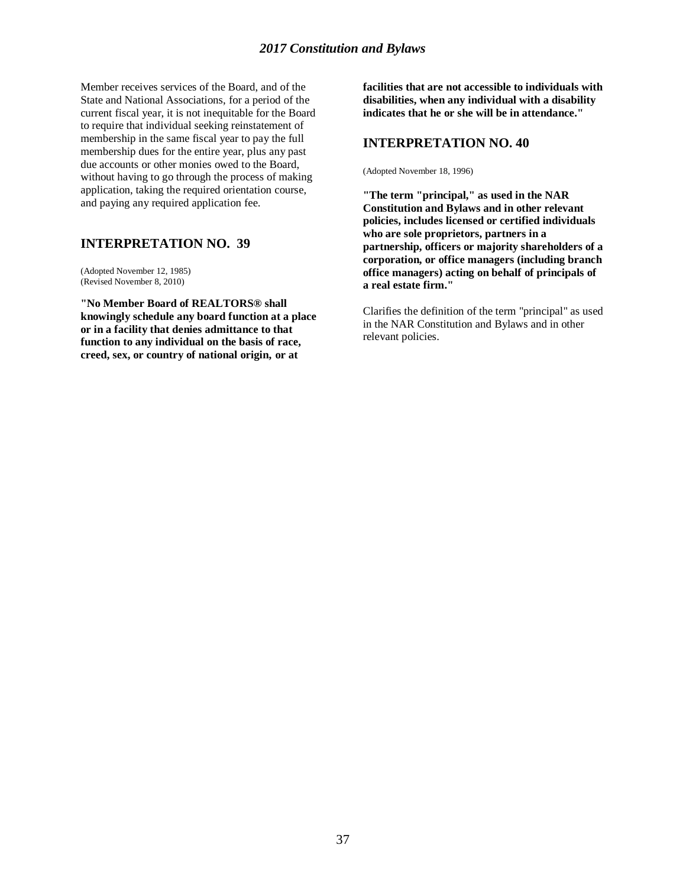Member receives services of the Board, and of the State and National Associations, for a period of the current fiscal year, it is not inequitable for the Board to require that individual seeking reinstatement of membership in the same fiscal year to pay the full membership dues for the entire year, plus any past due accounts or other monies owed to the Board, without having to go through the process of making application, taking the required orientation course, and paying any required application fee.

## INTERPRETATION NO. 39

(Adopted November 12, 1985)
(Revised November 8, 2010)

**"No Member Board of REALTORS® shall knowingly schedule any board function at a place or in a facility that denies admittance to that function to any individual on the basis of race, creed, sex, or country of national origin, or at facilities that are not accessible to individuals with disabilities, when any individual with a disability indicates that he or she will be in attendance."**

## INTERPRETATION NO. 40

(Adopted November 18, 1996)

**"The term "principal," as used in the NAR Constitution and Bylaws and in other relevant policies, includes licensed or certified individuals who are sole proprietors, partners in a partnership, officers or majority shareholders of a corporation, or office managers (including branch office managers) acting on behalf of principals of a real estate firm."**

Clarifies the definition of the term "principal" as used in the NAR Constitution and Bylaws and in other relevant policies.